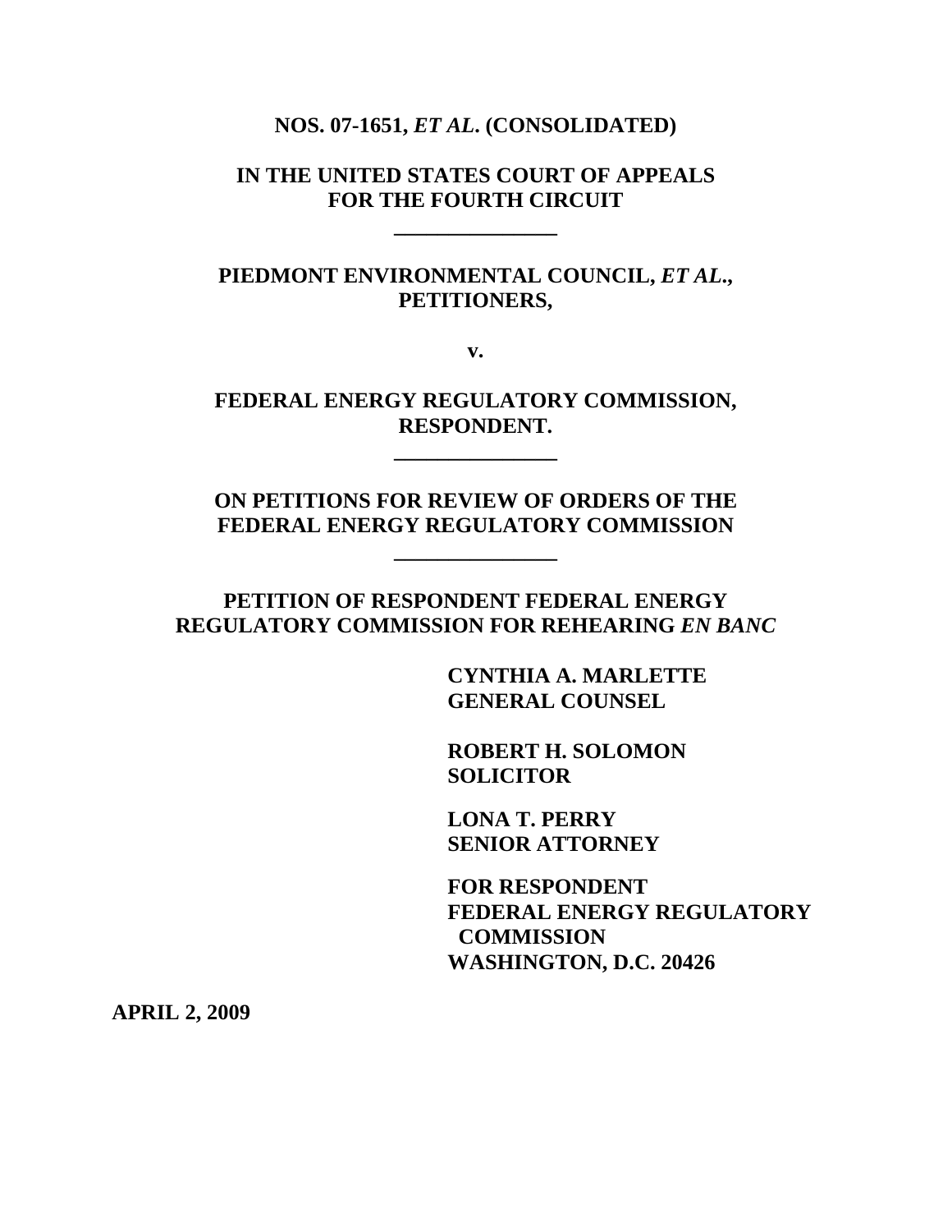**NOS. 07-1651, *ET AL*. (CONSOLIDATED)**

**IN THE UNITED STATES COURT OF APPEALS**
**FOR THE FOURTH CIRCUIT**

**______________**

**PIEDMONT ENVIRONMENTAL COUNCIL, *ET AL*.,**
**PETITIONERS,**

**v.**

**FEDERAL ENERGY REGULATORY COMMISSION,**
**RESPONDENT.**

**______________**

**ON PETITIONS FOR REVIEW OF ORDERS OF THE**
**FEDERAL ENERGY REGULATORY COMMISSION**

**______________**

**PETITION OF RESPONDENT FEDERAL ENERGY**
**REGULATORY COMMISSION FOR REHEARING *EN BANC***

**CYNTHIA A. MARLETTE**
**GENERAL COUNSEL**

**ROBERT H. SOLOMON**
**SOLICITOR**

**LONA T. PERRY**
**SENIOR ATTORNEY**

**FOR RESPONDENT**
**FEDERAL ENERGY REGULATORY**
**COMMISSION**
**WASHINGTON, D.C. 20426**

**APRIL 2, 2009**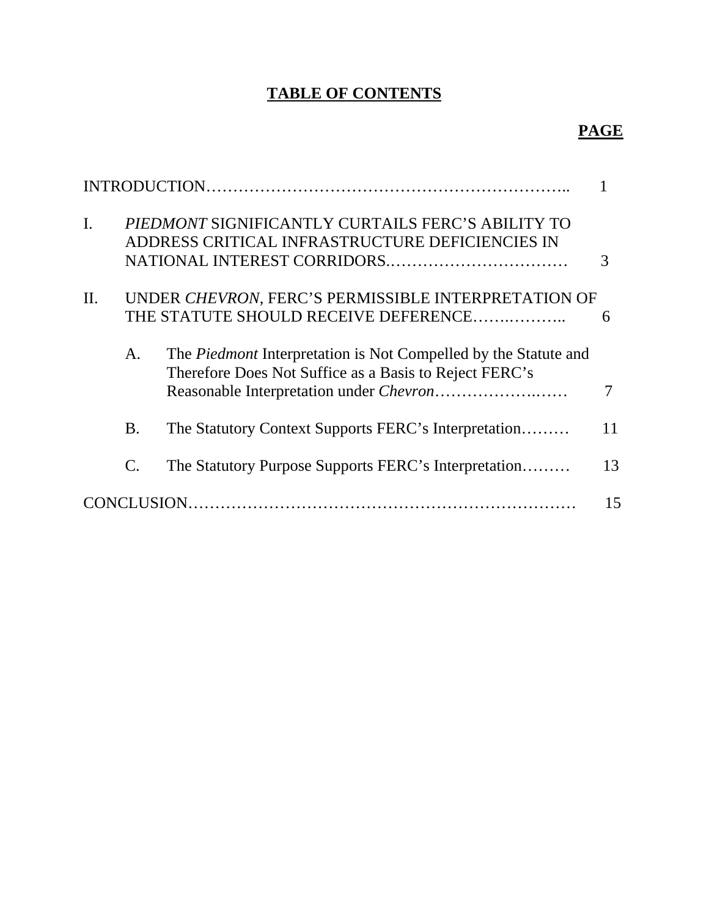# **TABLE OF CONTENTS**

**PAGE**

INTRODUCTION………………………………………………………….. 1

I. *PIEDMONT* SIGNIFICANTLY CURTAILS FERC'S ABILITY TO ADDRESS CRITICAL INFRASTRUCTURE DEFICIENCIES IN NATIONAL INTEREST CORRIDORS.…………………………… 3

II. UNDER *CHEVRON*, FERC'S PERMISSIBLE INTERPRETATION OF THE STATUTE SHOULD RECEIVE DEFERENCE.…….……….. 6

A. The *Piedmont* Interpretation is Not Compelled by the Statute and Therefore Does Not Suffice as a Basis to Reject FERC's Reasonable Interpretation under *Chevron*………………….…… 7

B. The Statutory Context Supports FERC's Interpretation……… 11

C. The Statutory Purpose Supports FERC's Interpretation……… 13

CONCLUSION…………………………………………………………… 15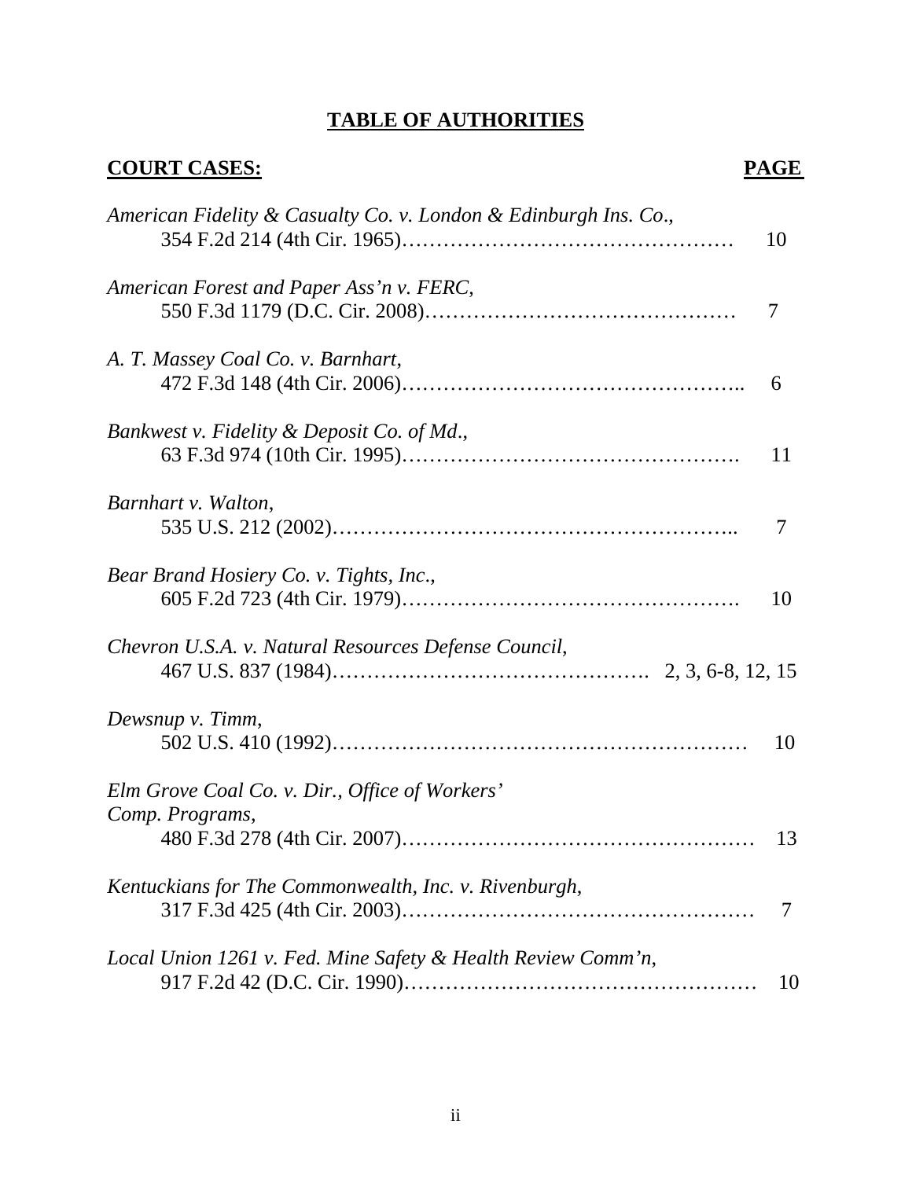# **TABLE OF AUTHORITIES**

**COURT CASES:** **PAGE**

*American Fidelity & Casualty Co. v. London & Edinburgh Ins. Co*., 354 F.2d 214 (4th Cir. 1965)………………………………………… 10

*American Forest and Paper Ass'n v. FERC*, 550 F.3d 1179 (D.C. Cir. 2008)……………………………………… 7

*A. T. Massey Coal Co. v. Barnhart*, 472 F.3d 148 (4th Cir. 2006)………………………………………….. 6

*Bankwest v. Fidelity & Deposit Co. of Md*., 63 F.3d 974 (10th Cir. 1995)…………………………………………. 11

*Barnhart v. Walton*, 535 U.S. 212 (2002)………………………………………………….. 7

*Bear Brand Hosiery Co. v. Tights, Inc*., 605 F.2d 723 (4th Cir. 1979)…………………………………………. 10

*Chevron U.S.A. v. Natural Resources Defense Council*, 467 U.S. 837 (1984)………………………………………. 2, 3, 6-8, 12, 15

*Dewsnup v. Timm*, 502 U.S. 410 (1992)…………………………………………………… 10

*Elm Grove Coal Co. v. Dir., Office of Workers' Comp. Programs*, 480 F.3d 278 (4th Cir. 2007)…………………………………………… 13

*Kentuckians for The Commonwealth, Inc. v. Rivenburgh*, 317 F.3d 425 (4th Cir. 2003)…………………………………………… 7

*Local Union 1261 v. Fed. Mine Safety & Health Review Comm'n*, 917 F.2d 42 (D.C. Cir. 1990)…………………………………………… 10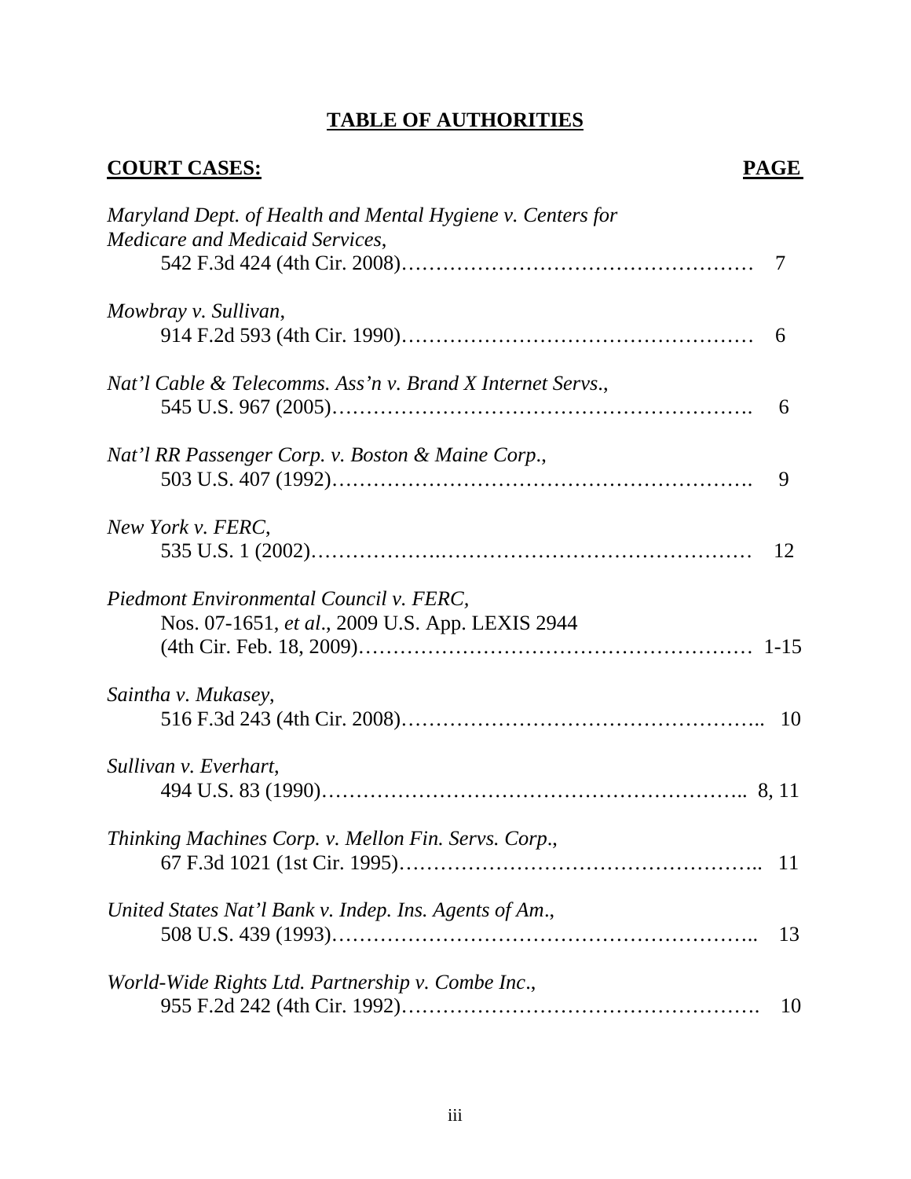# TABLE OF AUTHORITIES

**COURT CASES:** **PAGE**

*Maryland Dept. of Health and Mental Hygiene v. Centers for Medicare and Medicaid Services*,
542 F.3d 424 (4th Cir. 2008)…………………………………………… 7

*Mowbray v. Sullivan*,
914 F.2d 593 (4th Cir. 1990)…………………………………………… 6

*Nat'l Cable & Telecomms. Ass'n v. Brand X Internet Servs.*,
545 U.S. 967 (2005)……………………………………………………. 6

*Nat'l RR Passenger Corp. v. Boston & Maine Corp.*,
503 U.S. 407 (1992)……………………………………………………. 9

*New York v. FERC*,
535 U.S. 1 (2002)……………….……………………………………… 12

*Piedmont Environmental Council v. FERC*,
Nos. 07-1651, *et al*., 2009 U.S. App. LEXIS 2944
(4th Cir. Feb. 18, 2009)………………………………………………… 1-15

*Saintha v. Mukasey*,
516 F.3d 243 (4th Cir. 2008)…………………………………………….. 10

*Sullivan v. Everhart*,
494 U.S. 83 (1990)…………………………………………………….. 8, 11

*Thinking Machines Corp. v. Mellon Fin. Servs. Corp*.,
67 F.3d 1021 (1st Cir. 1995)…………………………………………….. 11

*United States Nat'l Bank v. Indep. Ins. Agents of Am*.,
508 U.S. 439 (1993)…………………………………………………….. 13

*World-Wide Rights Ltd. Partnership v. Combe Inc*.,
955 F.2d 242 (4th Cir. 1992)……………………………………………. 10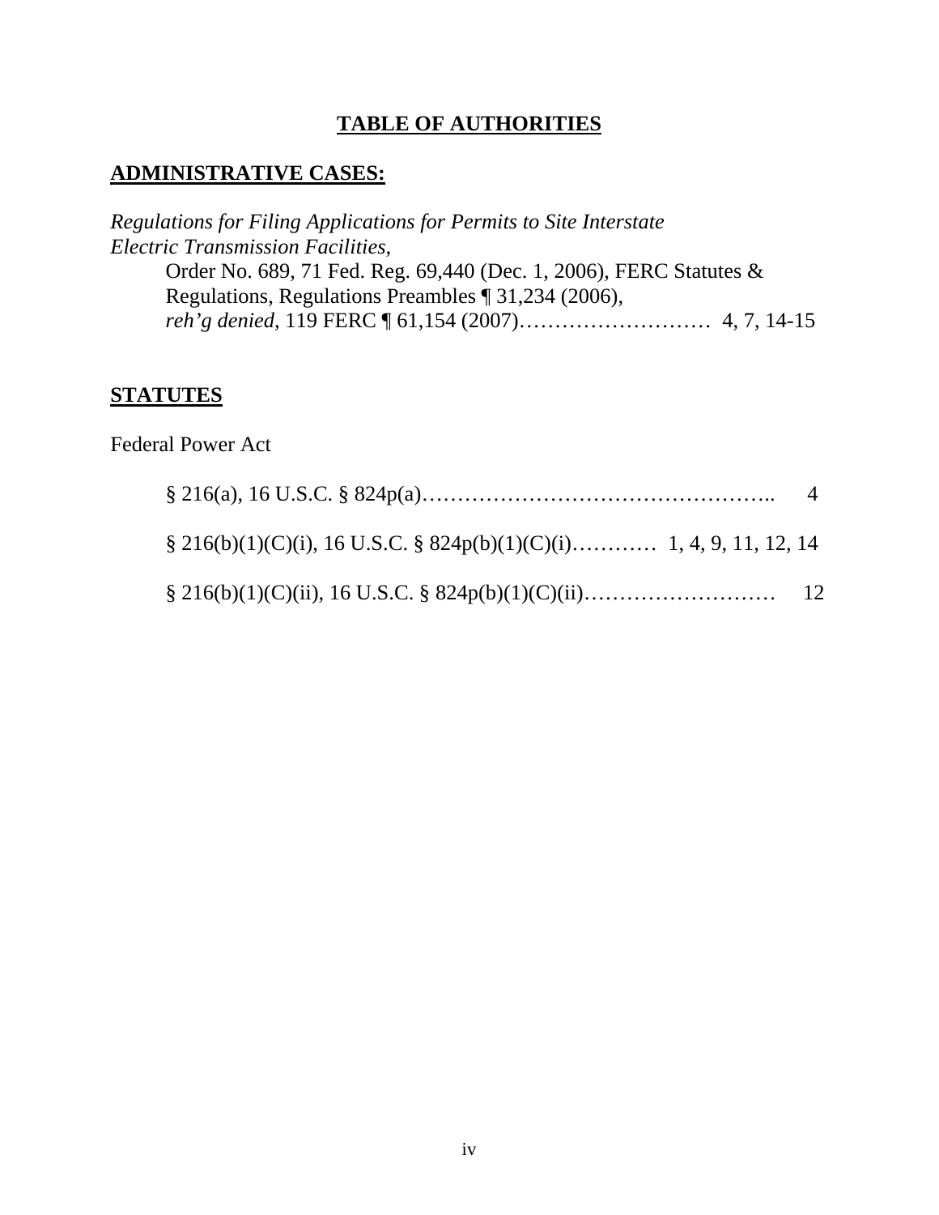# TABLE OF AUTHORITIES

## ADMINISTRATIVE CASES:

*Regulations for Filing Applications for Permits to Site Interstate Electric Transmission Facilities*,

Order No. 689, 71 Fed. Reg. 69,440 (Dec. 1, 2006), FERC Statutes & Regulations, Regulations Preambles ¶ 31,234 (2006), *reh'g denied*, 119 FERC ¶ 61,154 (2007)……………………… 4, 7, 14-15

## STATUTES

Federal Power Act

§ 216(a), 16 U.S.C. § 824p(a)………………………………………….. 4

§ 216(b)(1)(C)(i), 16 U.S.C. § 824p(b)(1)(C)(i)………… 1, 4, 9, 11, 12, 14

§ 216(b)(1)(C)(ii), 16 U.S.C. § 824p(b)(1)(C)(ii)……………………… 12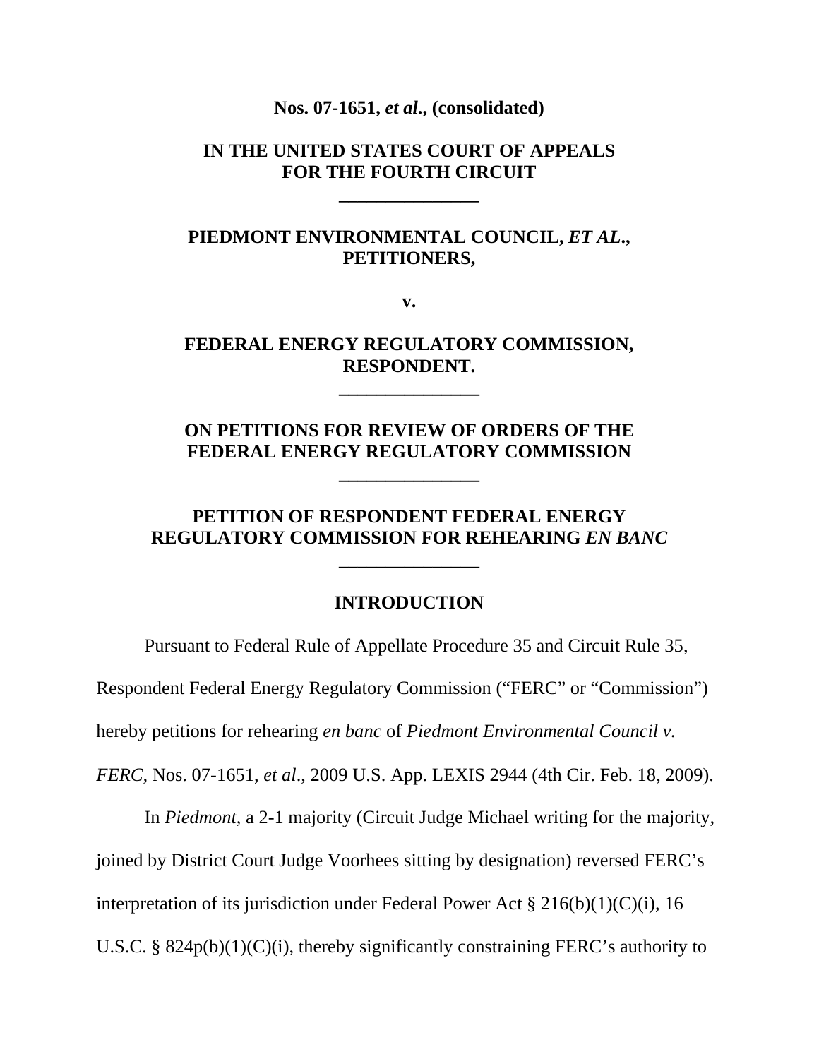**Nos. 07-1651, *et al*., (consolidated)**

**IN THE UNITED STATES COURT OF APPEALS
FOR THE FOURTH CIRCUIT**

**\_\_\_\_\_\_\_\_\_\_\_\_\_\_\_**

**PIEDMONT ENVIRONMENTAL COUNCIL, *ET AL*.,
PETITIONERS,**

**v.**

**FEDERAL ENERGY REGULATORY COMMISSION,
RESPONDENT.**

**\_\_\_\_\_\_\_\_\_\_\_\_\_\_\_**

**ON PETITIONS FOR REVIEW OF ORDERS OF THE
FEDERAL ENERGY REGULATORY COMMISSION**

**\_\_\_\_\_\_\_\_\_\_\_\_\_\_\_**

**PETITION OF RESPONDENT FEDERAL ENERGY
REGULATORY COMMISSION FOR REHEARING *EN BANC***

**\_\_\_\_\_\_\_\_\_\_\_\_\_\_\_**

## INTRODUCTION

Pursuant to Federal Rule of Appellate Procedure 35 and Circuit Rule 35, Respondent Federal Energy Regulatory Commission ("FERC" or "Commission") hereby petitions for rehearing *en banc* of *Piedmont Environmental Council v. FERC*, Nos. 07-1651, *et al*., 2009 U.S. App. LEXIS 2944 (4th Cir. Feb. 18, 2009).

In *Piedmont*, a 2-1 majority (Circuit Judge Michael writing for the majority, joined by District Court Judge Voorhees sitting by designation) reversed FERC's interpretation of its jurisdiction under Federal Power Act § 216(b)(1)(C)(i), 16 U.S.C. § 824p(b)(1)(C)(i), thereby significantly constraining FERC's authority to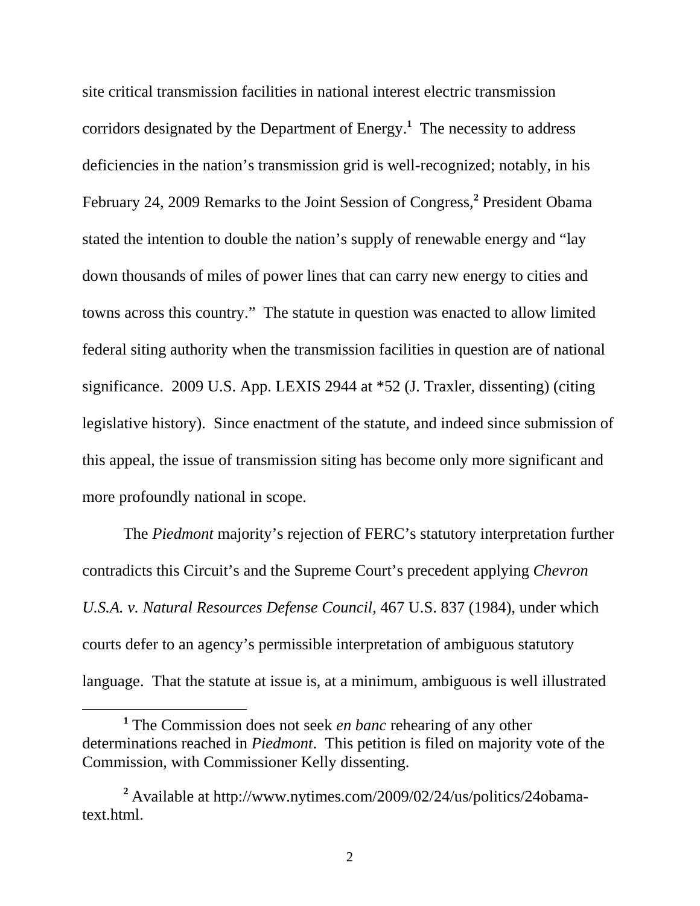site critical transmission facilities in national interest electric transmission corridors designated by the Department of Energy.[1] The necessity to address deficiencies in the nation's transmission grid is well-recognized; notably, in his February 24, 2009 Remarks to the Joint Session of Congress,[2] President Obama stated the intention to double the nation's supply of renewable energy and "lay down thousands of miles of power lines that can carry new energy to cities and towns across this country." The statute in question was enacted to allow limited federal siting authority when the transmission facilities in question are of national significance. 2009 U.S. App. LEXIS 2944 at *52 (J. Traxler, dissenting) (citing legislative history). Since enactment of the statute, and indeed since submission of this appeal, the issue of transmission siting has become only more significant and more profoundly national in scope.

The *Piedmont* majority's rejection of FERC's statutory interpretation further contradicts this Circuit's and the Supreme Court's precedent applying *Chevron U.S.A. v. Natural Resources Defense Council*, 467 U.S. 837 (1984), under which courts defer to an agency's permissible interpretation of ambiguous statutory language. That the statute at issue is, at a minimum, ambiguous is well illustrated

---

[1] The Commission does not seek *en banc* rehearing of any other determinations reached in *Piedmont*. This petition is filed on majority vote of the Commission, with Commissioner Kelly dissenting.

[2] Available at http://www.nytimes.com/2009/02/24/us/politics/24obama-text.html.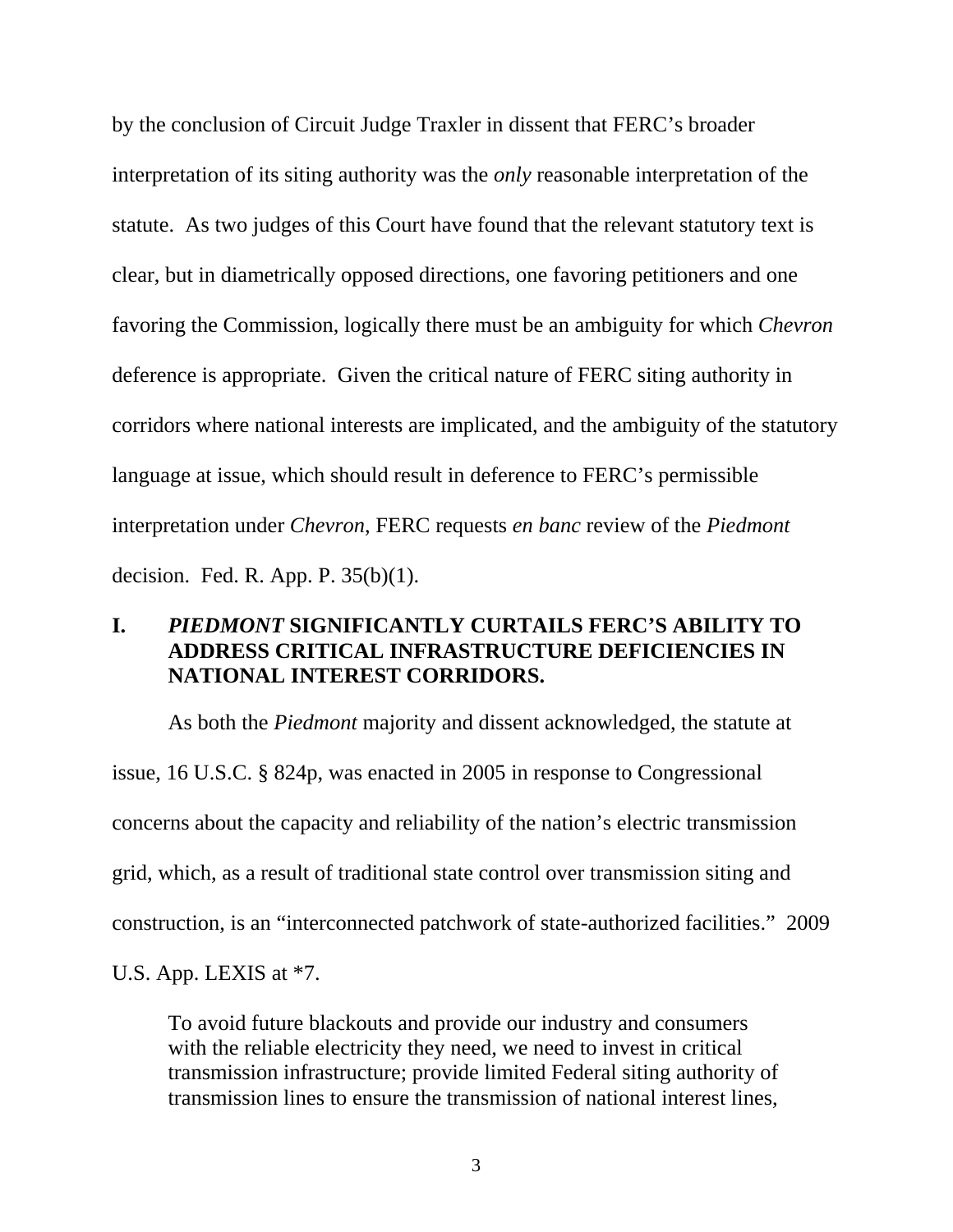by the conclusion of Circuit Judge Traxler in dissent that FERC's broader interpretation of its siting authority was the *only* reasonable interpretation of the statute. As two judges of this Court have found that the relevant statutory text is clear, but in diametrically opposed directions, one favoring petitioners and one favoring the Commission, logically there must be an ambiguity for which *Chevron* deference is appropriate. Given the critical nature of FERC siting authority in corridors where national interests are implicated, and the ambiguity of the statutory language at issue, which should result in deference to FERC's permissible interpretation under *Chevron*, FERC requests *en banc* review of the *Piedmont* decision. Fed. R. App. P. 35(b)(1).

## I. *PIEDMONT* SIGNIFICANTLY CURTAILS FERC'S ABILITY TO ADDRESS CRITICAL INFRASTRUCTURE DEFICIENCIES IN NATIONAL INTEREST CORRIDORS.

As both the *Piedmont* majority and dissent acknowledged, the statute at issue, 16 U.S.C. § 824p, was enacted in 2005 in response to Congressional concerns about the capacity and reliability of the nation's electric transmission grid, which, as a result of traditional state control over transmission siting and construction, is an "interconnected patchwork of state-authorized facilities." 2009 U.S. App. LEXIS at *7.

> To avoid future blackouts and provide our industry and consumers with the reliable electricity they need, we need to invest in critical transmission infrastructure; provide limited Federal siting authority of transmission lines to ensure the transmission of national interest lines,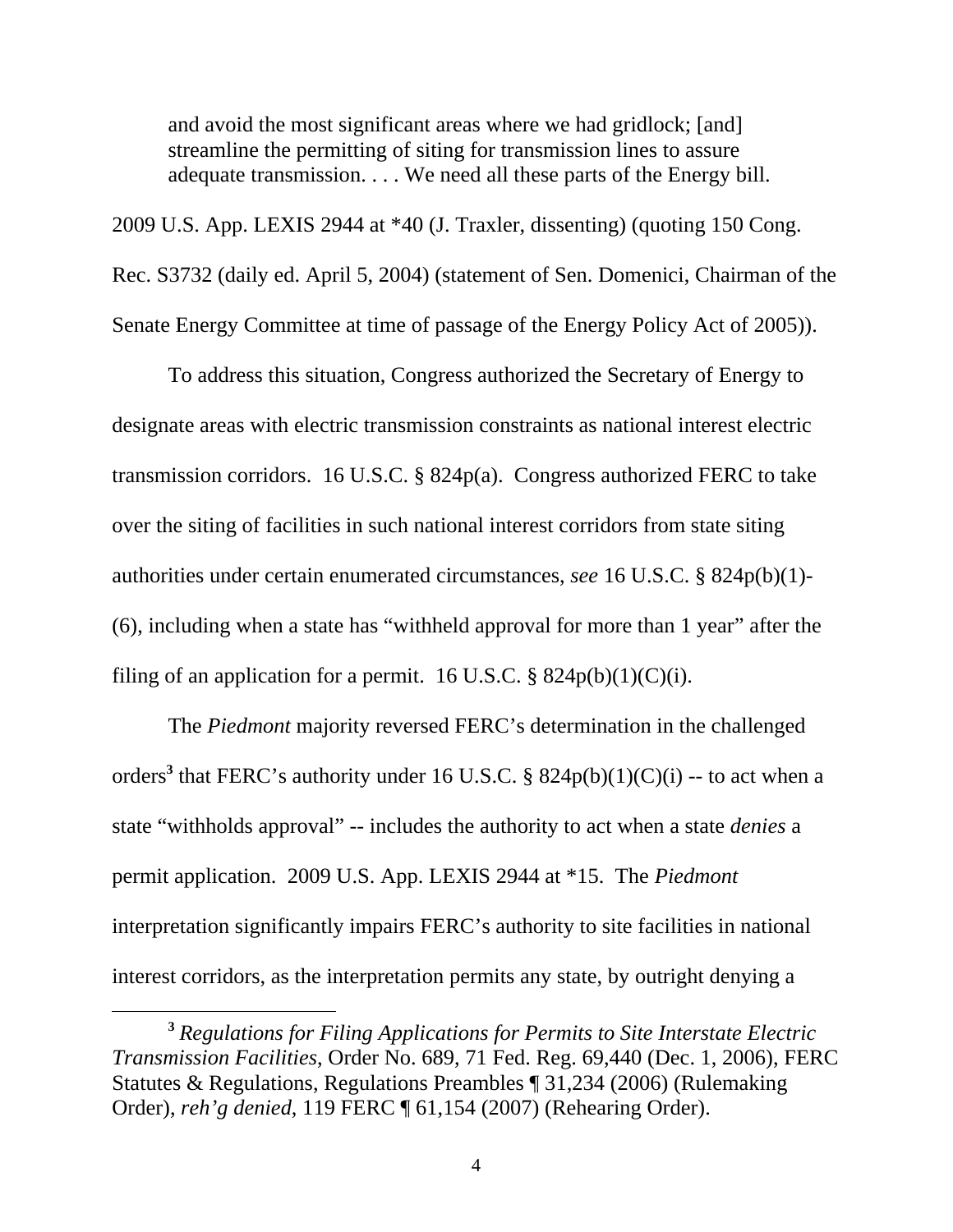> and avoid the most significant areas where we had gridlock; [and] streamline the permitting of siting for transmission lines to assure adequate transmission. . . . We need all these parts of the Energy bill.

2009 U.S. App. LEXIS 2944 at *40 (J. Traxler, dissenting) (quoting 150 Cong. Rec. S3732 (daily ed. April 5, 2004) (statement of Sen. Domenici, Chairman of the Senate Energy Committee at time of passage of the Energy Policy Act of 2005)).

To address this situation, Congress authorized the Secretary of Energy to designate areas with electric transmission constraints as national interest electric transmission corridors. 16 U.S.C. § 824p(a). Congress authorized FERC to take over the siting of facilities in such national interest corridors from state siting authorities under certain enumerated circumstances, *see* 16 U.S.C. § 824p(b)(1)-(6), including when a state has "withheld approval for more than 1 year" after the filing of an application for a permit. 16 U.S.C. § 824p(b)(1)(C)(i).

The *Piedmont* majority reversed FERC's determination in the challenged orders[3] that FERC's authority under 16 U.S.C. § 824p(b)(1)(C)(i) -- to act when a state "withholds approval" -- includes the authority to act when a state *denies* a permit application. 2009 U.S. App. LEXIS 2944 at *15. The *Piedmont* interpretation significantly impairs FERC's authority to site facilities in national interest corridors, as the interpretation permits any state, by outright denying a

[3] *Regulations for Filing Applications for Permits to Site Interstate Electric Transmission Facilities*, Order No. 689, 71 Fed. Reg. 69,440 (Dec. 1, 2006), FERC Statutes & Regulations, Regulations Preambles ¶ 31,234 (2006) (Rulemaking Order), *reh'g denied*, 119 FERC ¶ 61,154 (2007) (Rehearing Order).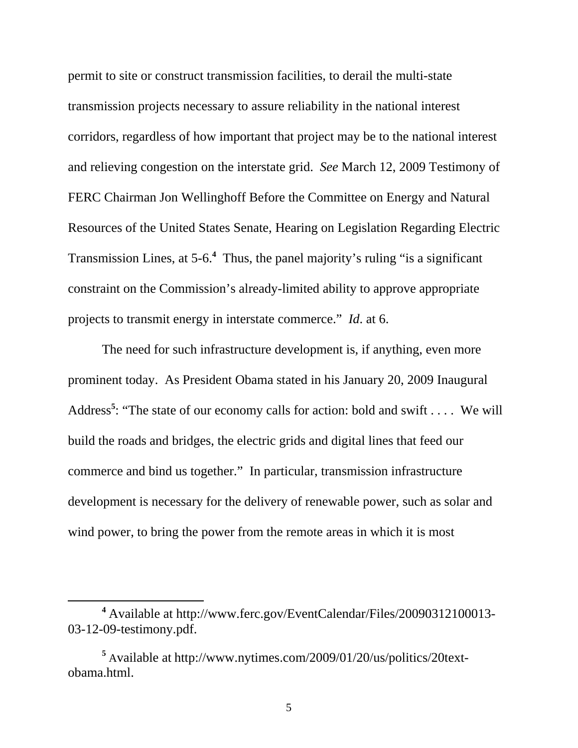permit to site or construct transmission facilities, to derail the multi-state transmission projects necessary to assure reliability in the national interest corridors, regardless of how important that project may be to the national interest and relieving congestion on the interstate grid. *See* March 12, 2009 Testimony of FERC Chairman Jon Wellinghoff Before the Committee on Energy and Natural Resources of the United States Senate, Hearing on Legislation Regarding Electric Transmission Lines, at 5-6.[4] Thus, the panel majority's ruling "is a significant constraint on the Commission's already-limited ability to approve appropriate projects to transmit energy in interstate commerce." *Id*. at 6.

The need for such infrastructure development is, if anything, even more prominent today. As President Obama stated in his January 20, 2009 Inaugural Address[5]: "The state of our economy calls for action: bold and swift . . . . We will build the roads and bridges, the electric grids and digital lines that feed our commerce and bind us together." In particular, transmission infrastructure development is necessary for the delivery of renewable power, such as solar and wind power, to bring the power from the remote areas in which it is most

---

[4] Available at http://www.ferc.gov/EventCalendar/Files/20090312100013-03-12-09-testimony.pdf.

[5] Available at http://www.nytimes.com/2009/01/20/us/politics/20text-obama.html.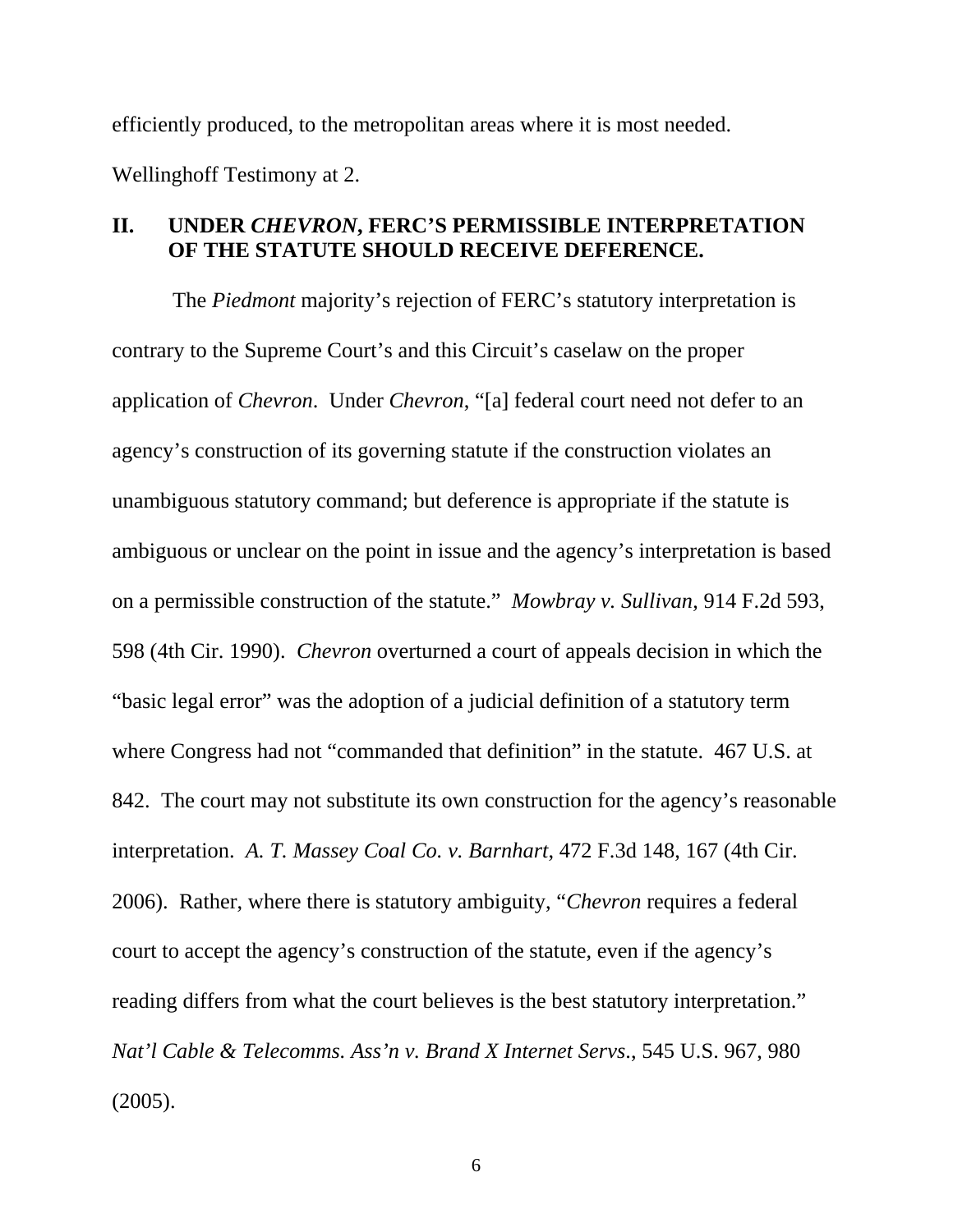efficiently produced, to the metropolitan areas where it is most needed.

Wellinghoff Testimony at 2.

## II. UNDER *CHEVRON*, FERC'S PERMISSIBLE INTERPRETATION OF THE STATUTE SHOULD RECEIVE DEFERENCE.

The *Piedmont* majority's rejection of FERC's statutory interpretation is contrary to the Supreme Court's and this Circuit's caselaw on the proper application of *Chevron*. Under *Chevron*, "[a] federal court need not defer to an agency's construction of its governing statute if the construction violates an unambiguous statutory command; but deference is appropriate if the statute is ambiguous or unclear on the point in issue and the agency's interpretation is based on a permissible construction of the statute." *Mowbray v. Sullivan*, 914 F.2d 593, 598 (4th Cir. 1990). *Chevron* overturned a court of appeals decision in which the "basic legal error" was the adoption of a judicial definition of a statutory term where Congress had not "commanded that definition" in the statute. 467 U.S. at 842. The court may not substitute its own construction for the agency's reasonable interpretation. *A. T. Massey Coal Co. v. Barnhart*, 472 F.3d 148, 167 (4th Cir. 2006). Rather, where there is statutory ambiguity, "*Chevron* requires a federal court to accept the agency's construction of the statute, even if the agency's reading differs from what the court believes is the best statutory interpretation." *Nat'l Cable & Telecomms. Ass'n v. Brand X Internet Servs.*, 545 U.S. 967, 980 (2005).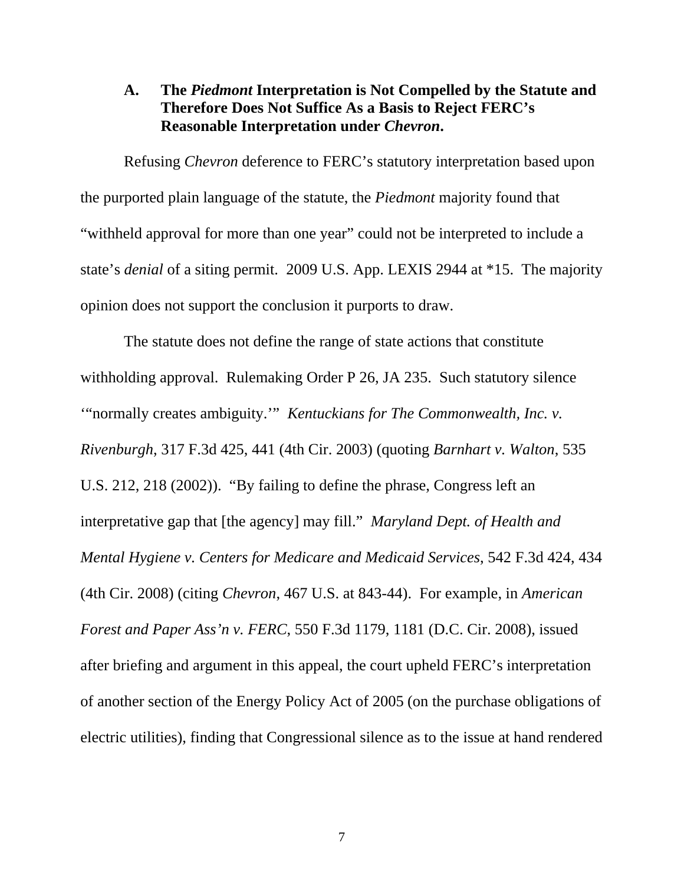### A. The *Piedmont* Interpretation is Not Compelled by the Statute and Therefore Does Not Suffice As a Basis to Reject FERC's Reasonable Interpretation under *Chevron*.

Refusing *Chevron* deference to FERC's statutory interpretation based upon the purported plain language of the statute, the *Piedmont* majority found that "withheld approval for more than one year" could not be interpreted to include a state's *denial* of a siting permit. 2009 U.S. App. LEXIS 2944 at *15. The majority opinion does not support the conclusion it purports to draw.

The statute does not define the range of state actions that constitute withholding approval. Rulemaking Order P 26, JA 235. Such statutory silence '"normally creates ambiguity.'" *Kentuckians for The Commonwealth, Inc. v. Rivenburgh*, 317 F.3d 425, 441 (4th Cir. 2003) (quoting *Barnhart v. Walton*, 535 U.S. 212, 218 (2002)). "By failing to define the phrase, Congress left an interpretative gap that [the agency] may fill." *Maryland Dept. of Health and Mental Hygiene v. Centers for Medicare and Medicaid Services*, 542 F.3d 424, 434 (4th Cir. 2008) (citing *Chevron*, 467 U.S. at 843-44). For example, in *American Forest and Paper Ass'n v. FERC*, 550 F.3d 1179, 1181 (D.C. Cir. 2008), issued after briefing and argument in this appeal, the court upheld FERC's interpretation of another section of the Energy Policy Act of 2005 (on the purchase obligations of electric utilities), finding that Congressional silence as to the issue at hand rendered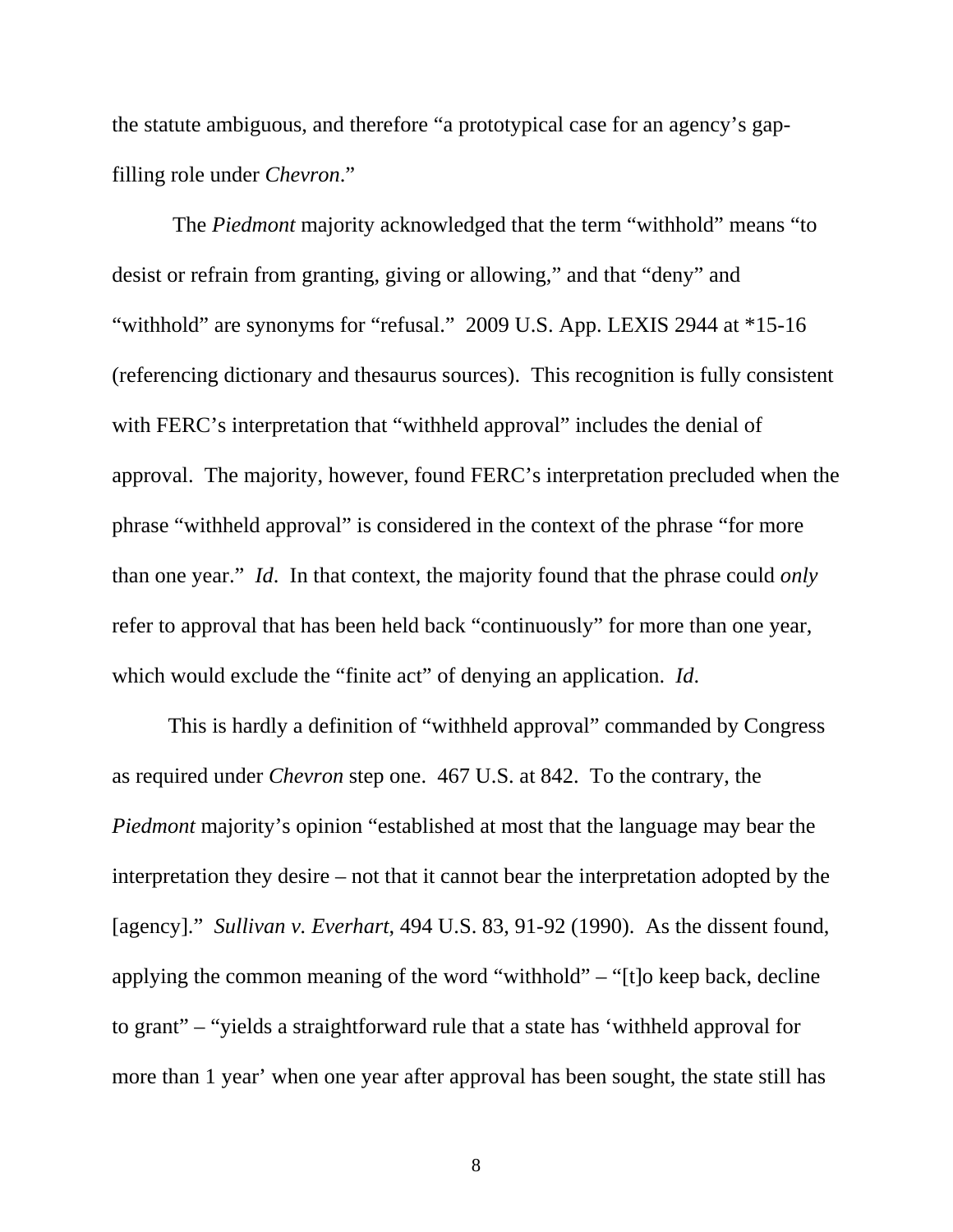the statute ambiguous, and therefore "a prototypical case for an agency's gap-filling role under *Chevron*."

The *Piedmont* majority acknowledged that the term "withhold" means "to desist or refrain from granting, giving or allowing," and that "deny" and "withhold" are synonyms for "refusal." 2009 U.S. App. LEXIS 2944 at *15-16 (referencing dictionary and thesaurus sources). This recognition is fully consistent with FERC's interpretation that "withheld approval" includes the denial of approval. The majority, however, found FERC's interpretation precluded when the phrase "withheld approval" is considered in the context of the phrase "for more than one year." *Id*. In that context, the majority found that the phrase could *only* refer to approval that has been held back "continuously" for more than one year, which would exclude the "finite act" of denying an application. *Id*.

This is hardly a definition of "withheld approval" commanded by Congress as required under *Chevron* step one. 467 U.S. at 842. To the contrary, the *Piedmont* majority's opinion "established at most that the language may bear the interpretation they desire – not that it cannot bear the interpretation adopted by the [agency]." *Sullivan v. Everhart*, 494 U.S. 83, 91-92 (1990). As the dissent found, applying the common meaning of the word "withhold" – "[t]o keep back, decline to grant" – "yields a straightforward rule that a state has 'withheld approval for more than 1 year' when one year after approval has been sought, the state still has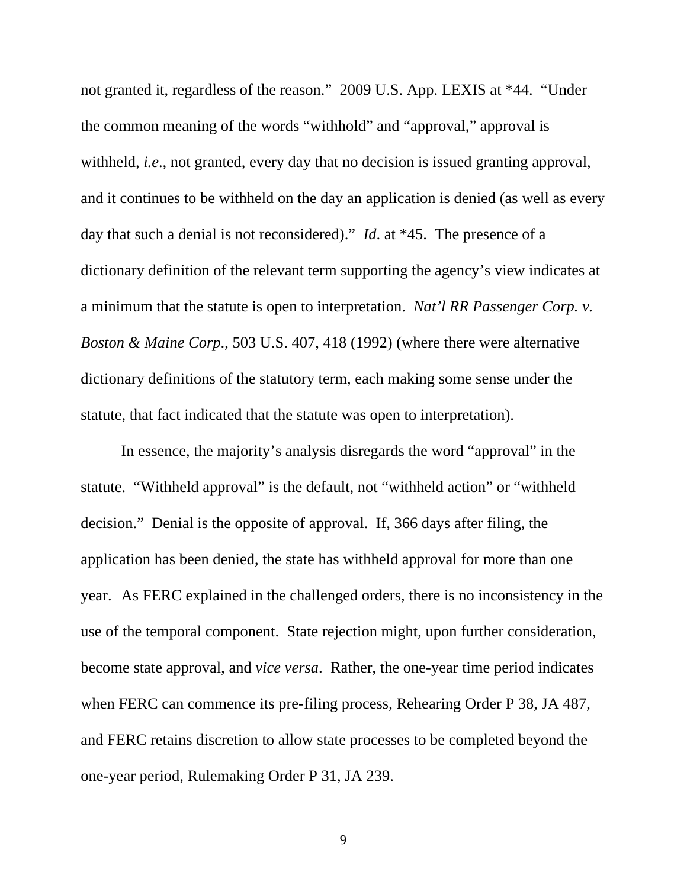not granted it, regardless of the reason." 2009 U.S. App. LEXIS at *44. "Under the common meaning of the words "withhold" and "approval," approval is withheld, *i.e*., not granted, every day that no decision is issued granting approval, and it continues to be withheld on the day an application is denied (as well as every day that such a denial is not reconsidered)." *Id*. at *45. The presence of a dictionary definition of the relevant term supporting the agency's view indicates at a minimum that the statute is open to interpretation. *Nat'l RR Passenger Corp. v. Boston & Maine Corp*., 503 U.S. 407, 418 (1992) (where there were alternative dictionary definitions of the statutory term, each making some sense under the statute, that fact indicated that the statute was open to interpretation).

In essence, the majority's analysis disregards the word "approval" in the statute. "Withheld approval" is the default, not "withheld action" or "withheld decision." Denial is the opposite of approval. If, 366 days after filing, the application has been denied, the state has withheld approval for more than one year. As FERC explained in the challenged orders, there is no inconsistency in the use of the temporal component. State rejection might, upon further consideration, become state approval, and *vice versa*. Rather, the one-year time period indicates when FERC can commence its pre-filing process, Rehearing Order P 38, JA 487, and FERC retains discretion to allow state processes to be completed beyond the one-year period, Rulemaking Order P 31, JA 239.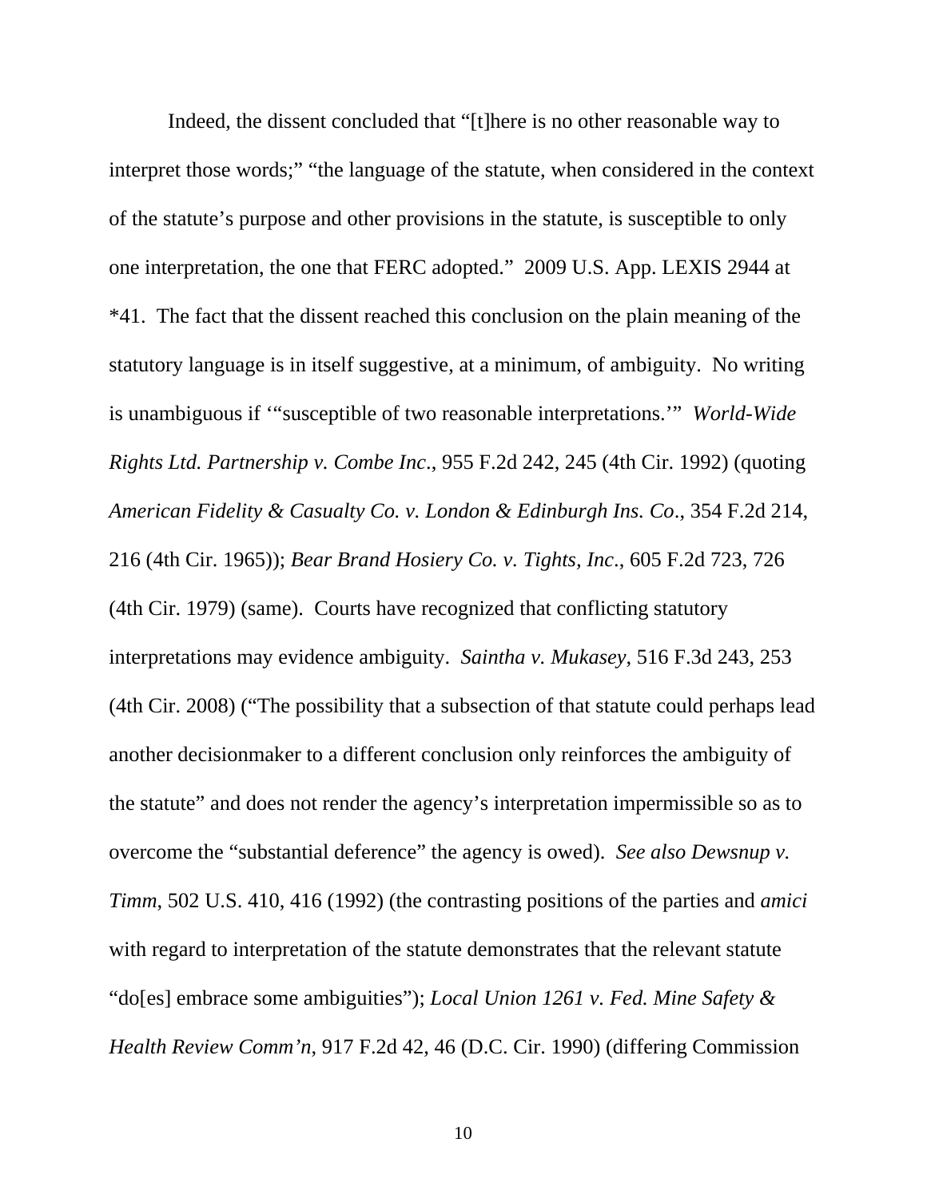Indeed, the dissent concluded that "[t]here is no other reasonable way to interpret those words;" "the language of the statute, when considered in the context of the statute's purpose and other provisions in the statute, is susceptible to only one interpretation, the one that FERC adopted." 2009 U.S. App. LEXIS 2944 at *41. The fact that the dissent reached this conclusion on the plain meaning of the statutory language is in itself suggestive, at a minimum, of ambiguity. No writing is unambiguous if '"susceptible of two reasonable interpretations.'" *World-Wide Rights Ltd. Partnership v. Combe Inc.*, 955 F.2d 242, 245 (4th Cir. 1992) (quoting *American Fidelity & Casualty Co. v. London & Edinburgh Ins. Co.*, 354 F.2d 214, 216 (4th Cir. 1965)); *Bear Brand Hosiery Co. v. Tights, Inc.*, 605 F.2d 723, 726 (4th Cir. 1979) (same). Courts have recognized that conflicting statutory interpretations may evidence ambiguity. *Saintha v. Mukasey*, 516 F.3d 243, 253 (4th Cir. 2008) ("The possibility that a subsection of that statute could perhaps lead another decisionmaker to a different conclusion only reinforces the ambiguity of the statute" and does not render the agency's interpretation impermissible so as to overcome the "substantial deference" the agency is owed). *See also Dewsnup v. Timm*, 502 U.S. 410, 416 (1992) (the contrasting positions of the parties and *amici* with regard to interpretation of the statute demonstrates that the relevant statute "do[es] embrace some ambiguities"); *Local Union 1261 v. Fed. Mine Safety & Health Review Comm'n*, 917 F.2d 42, 46 (D.C. Cir. 1990) (differing Commission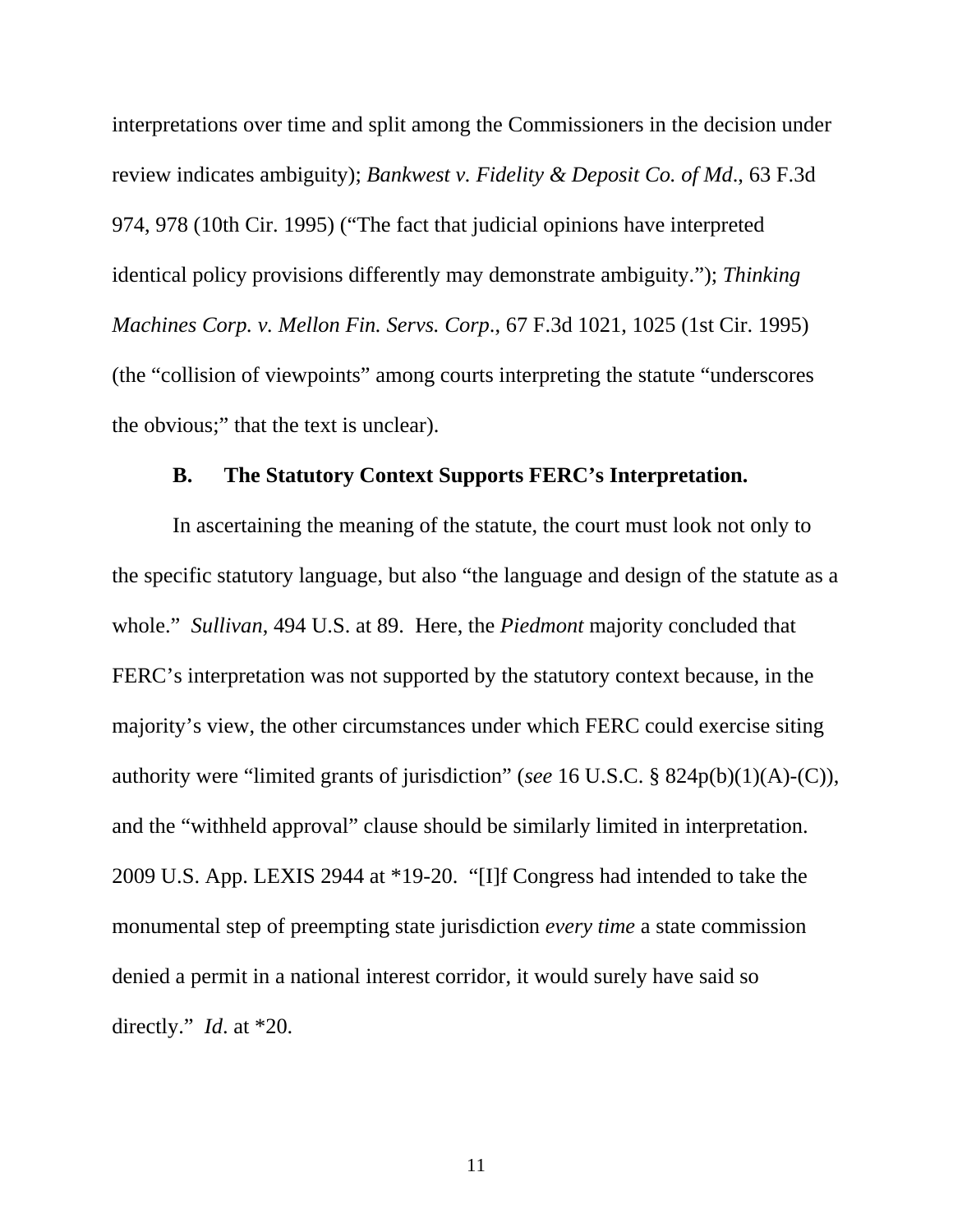interpretations over time and split among the Commissioners in the decision under review indicates ambiguity); *Bankwest v. Fidelity & Deposit Co. of Md*., 63 F.3d 974, 978 (10th Cir. 1995) ("The fact that judicial opinions have interpreted identical policy provisions differently may demonstrate ambiguity."); *Thinking Machines Corp. v. Mellon Fin. Servs. Corp*., 67 F.3d 1021, 1025 (1st Cir. 1995) (the "collision of viewpoints" among courts interpreting the statute "underscores the obvious;" that the text is unclear).

### B. The Statutory Context Supports FERC's Interpretation.

In ascertaining the meaning of the statute, the court must look not only to the specific statutory language, but also "the language and design of the statute as a whole." *Sullivan*, 494 U.S. at 89. Here, the *Piedmont* majority concluded that FERC's interpretation was not supported by the statutory context because, in the majority's view, the other circumstances under which FERC could exercise siting authority were "limited grants of jurisdiction" (*see* 16 U.S.C. § 824p(b)(1)(A)-(C)), and the "withheld approval" clause should be similarly limited in interpretation. 2009 U.S. App. LEXIS 2944 at *19-20. "[I]f Congress had intended to take the monumental step of preempting state jurisdiction *every time* a state commission denied a permit in a national interest corridor, it would surely have said so directly." *Id*. at *20.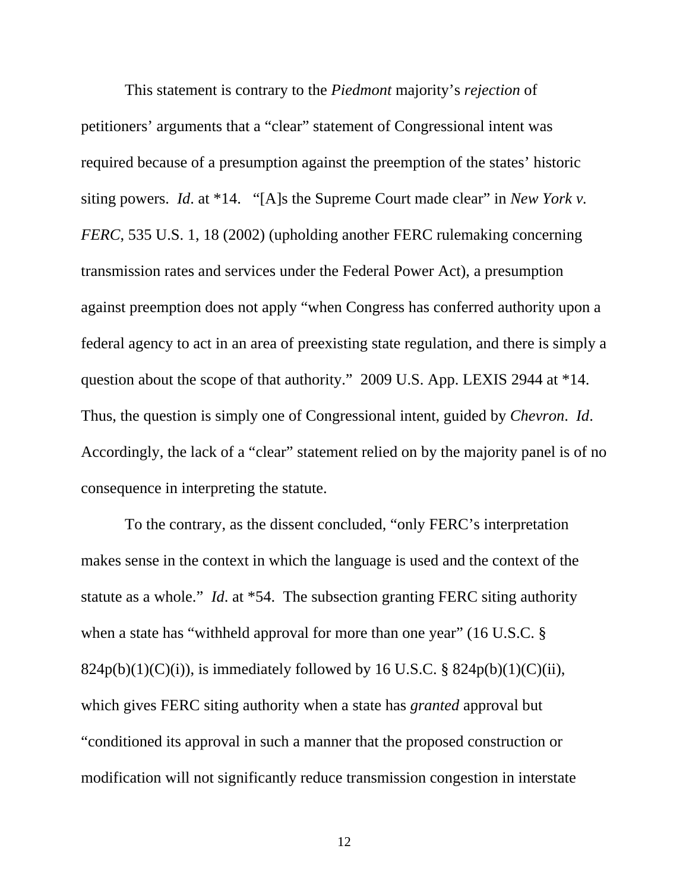This statement is contrary to the *Piedmont* majority's *rejection* of petitioners' arguments that a "clear" statement of Congressional intent was required because of a presumption against the preemption of the states' historic siting powers. *Id*. at *14. "[A]s the Supreme Court made clear" in *New York v. FERC*, 535 U.S. 1, 18 (2002) (upholding another FERC rulemaking concerning transmission rates and services under the Federal Power Act), a presumption against preemption does not apply "when Congress has conferred authority upon a federal agency to act in an area of preexisting state regulation, and there is simply a question about the scope of that authority." 2009 U.S. App. LEXIS 2944 at *14. Thus, the question is simply one of Congressional intent, guided by *Chevron*. *Id*. Accordingly, the lack of a "clear" statement relied on by the majority panel is of no consequence in interpreting the statute.

To the contrary, as the dissent concluded, "only FERC's interpretation makes sense in the context in which the language is used and the context of the statute as a whole." *Id*. at *54. The subsection granting FERC siting authority when a state has "withheld approval for more than one year" (16 U.S.C. § 824p(b)(1)(C)(i)), is immediately followed by 16 U.S.C. § 824p(b)(1)(C)(ii), which gives FERC siting authority when a state has *granted* approval but "conditioned its approval in such a manner that the proposed construction or modification will not significantly reduce transmission congestion in interstate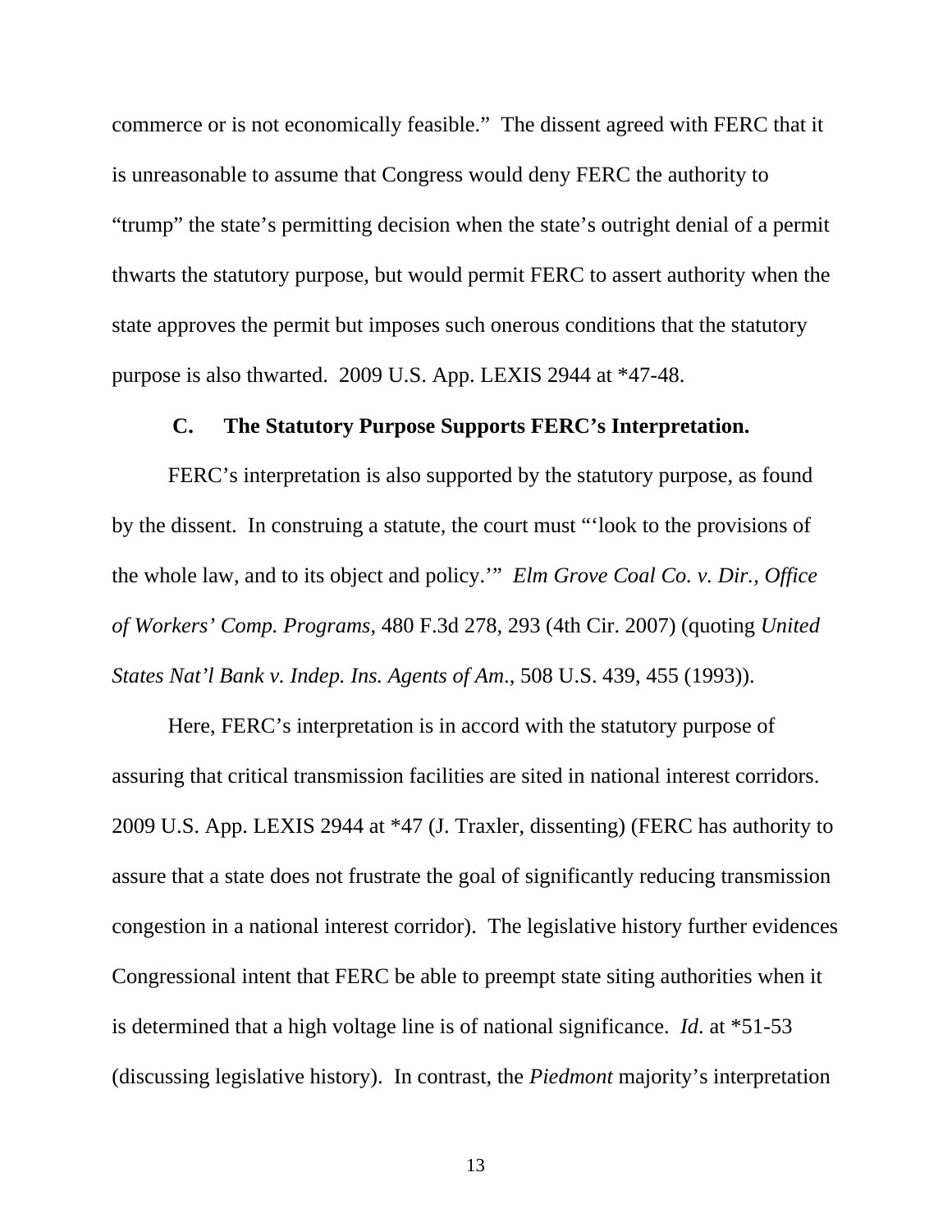commerce or is not economically feasible." The dissent agreed with FERC that it is unreasonable to assume that Congress would deny FERC the authority to "trump" the state's permitting decision when the state's outright denial of a permit thwarts the statutory purpose, but would permit FERC to assert authority when the state approves the permit but imposes such onerous conditions that the statutory purpose is also thwarted. 2009 U.S. App. LEXIS 2944 at *47-48.

### C. The Statutory Purpose Supports FERC's Interpretation.

FERC's interpretation is also supported by the statutory purpose, as found by the dissent. In construing a statute, the court must "'look to the provisions of the whole law, and to its object and policy.'" *Elm Grove Coal Co. v. Dir., Office of Workers' Comp. Programs*, 480 F.3d 278, 293 (4th Cir. 2007) (quoting *United States Nat'l Bank v. Indep. Ins. Agents of Am.*, 508 U.S. 439, 455 (1993)).

Here, FERC's interpretation is in accord with the statutory purpose of assuring that critical transmission facilities are sited in national interest corridors. 2009 U.S. App. LEXIS 2944 at *47 (J. Traxler, dissenting) (FERC has authority to assure that a state does not frustrate the goal of significantly reducing transmission congestion in a national interest corridor). The legislative history further evidences Congressional intent that FERC be able to preempt state siting authorities when it is determined that a high voltage line is of national significance. *Id*. at *51-53 (discussing legislative history). In contrast, the *Piedmont* majority's interpretation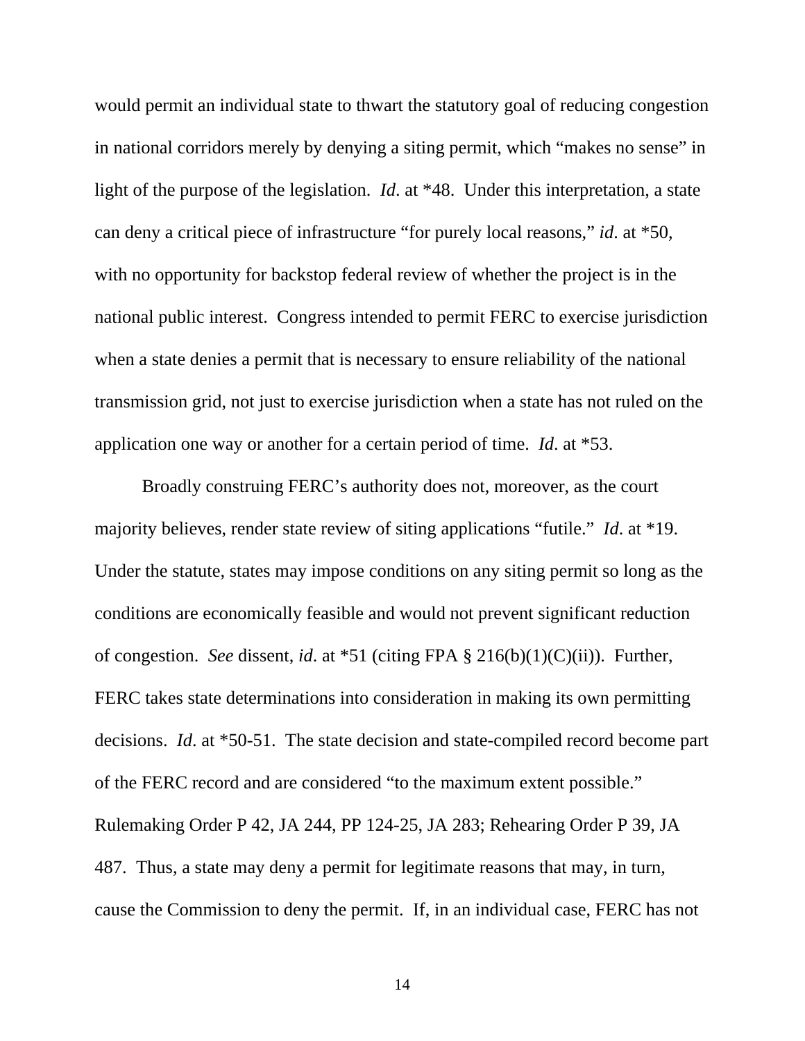would permit an individual state to thwart the statutory goal of reducing congestion in national corridors merely by denying a siting permit, which "makes no sense" in light of the purpose of the legislation. *Id*. at *48. Under this interpretation, a state can deny a critical piece of infrastructure "for purely local reasons," *id*. at *50, with no opportunity for backstop federal review of whether the project is in the national public interest. Congress intended to permit FERC to exercise jurisdiction when a state denies a permit that is necessary to ensure reliability of the national transmission grid, not just to exercise jurisdiction when a state has not ruled on the application one way or another for a certain period of time. *Id*. at *53.

Broadly construing FERC's authority does not, moreover, as the court majority believes, render state review of siting applications "futile." *Id*. at *19. Under the statute, states may impose conditions on any siting permit so long as the conditions are economically feasible and would not prevent significant reduction of congestion. *See* dissent, *id*. at *51 (citing FPA § 216(b)(1)(C)(ii)). Further, FERC takes state determinations into consideration in making its own permitting decisions. *Id*. at *50-51. The state decision and state-compiled record become part of the FERC record and are considered "to the maximum extent possible." Rulemaking Order P 42, JA 244, PP 124-25, JA 283; Rehearing Order P 39, JA 487. Thus, a state may deny a permit for legitimate reasons that may, in turn, cause the Commission to deny the permit. If, in an individual case, FERC has not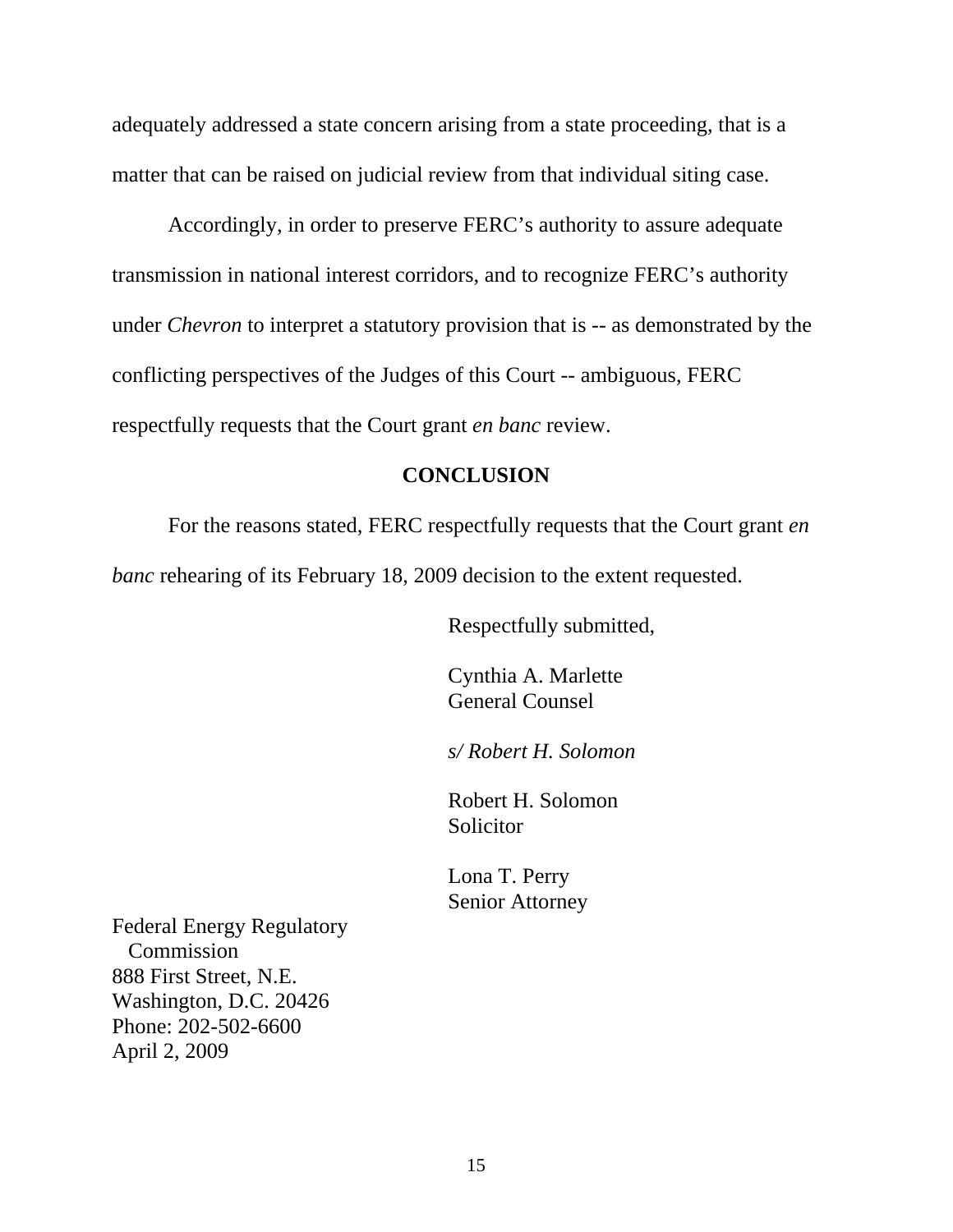adequately addressed a state concern arising from a state proceeding, that is a matter that can be raised on judicial review from that individual siting case.

Accordingly, in order to preserve FERC's authority to assure adequate transmission in national interest corridors, and to recognize FERC's authority under *Chevron* to interpret a statutory provision that is -- as demonstrated by the conflicting perspectives of the Judges of this Court -- ambiguous, FERC respectfully requests that the Court grant *en banc* review.

**CONCLUSION**

For the reasons stated, FERC respectfully requests that the Court grant *en banc* rehearing of its February 18, 2009 decision to the extent requested.

Respectfully submitted,

Cynthia A. Marlette
General Counsel

*s/ Robert H. Solomon*

Robert H. Solomon
Solicitor

Lona T. Perry
Senior Attorney

Federal Energy Regulatory
Commission
888 First Street, N.E.
Washington, D.C. 20426
Phone: 202-502-6600
April 2, 2009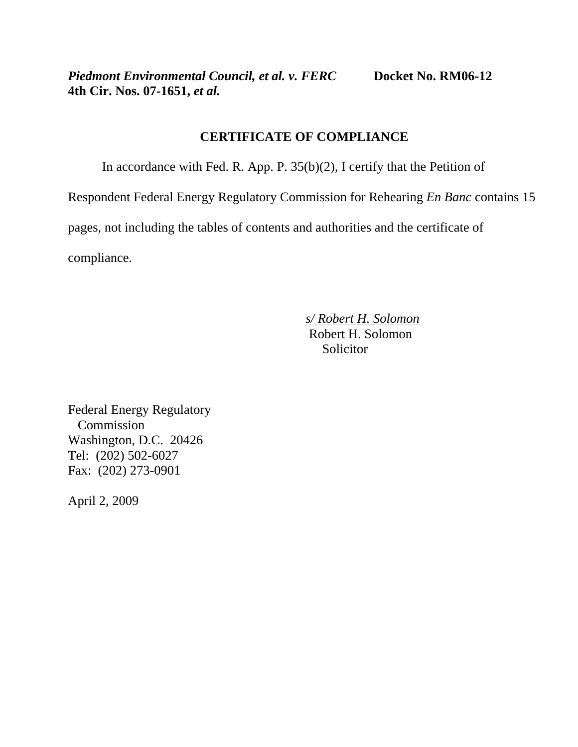***Piedmont Environmental Council, et al. v. FERC*** **Docket No. RM06-12**
**4th Cir. Nos. 07-1651, *et al.***

## CERTIFICATE OF COMPLIANCE

In accordance with Fed. R. App. P. 35(b)(2), I certify that the Petition of Respondent Federal Energy Regulatory Commission for Rehearing *En Banc* contains 15 pages, not including the tables of contents and authorities and the certificate of compliance.

*s/ Robert H. Solomon*
Robert H. Solomon
Solicitor

Federal Energy Regulatory
Commission
Washington, D.C. 20426
Tel: (202) 502-6027
Fax: (202) 273-0901

April 2, 2009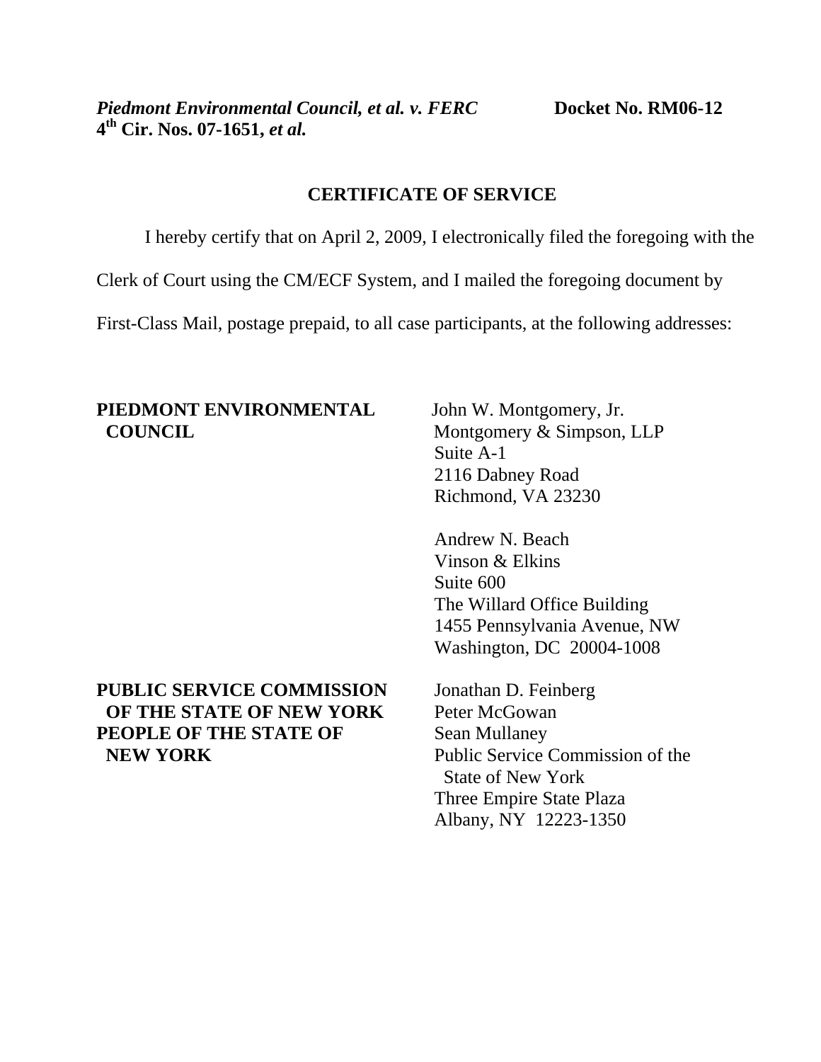*Piedmont Environmental Council, et al. v. FERC* **Docket No. RM06-12**
**4th Cir. Nos. 07-1651,** ***et al.***

## CERTIFICATE OF SERVICE

I hereby certify that on April 2, 2009, I electronically filed the foregoing with the Clerk of Court using the CM/ECF System, and I mailed the foregoing document by First-Class Mail, postage prepaid, to all case participants, at the following addresses:

| | |
|---|---|
| **PIEDMONT ENVIRONMENTAL COUNCIL** | John W. Montgomery, Jr.<br>Montgomery & Simpson, LLP<br>Suite A-1<br>2116 Dabney Road<br>Richmond, VA 23230 |
| | Andrew N. Beach<br>Vinson & Elkins<br>Suite 600<br>The Willard Office Building<br>1455 Pennsylvania Avenue, NW<br>Washington, DC 20004-1008 |
| **PUBLIC SERVICE COMMISSION OF THE STATE OF NEW YORK**<br>**PEOPLE OF THE STATE OF NEW YORK** | Jonathan D. Feinberg<br>Peter McGowan<br>Sean Mullaney<br>Public Service Commission of the State of New York<br>Three Empire State Plaza<br>Albany, NY 12223-1350 |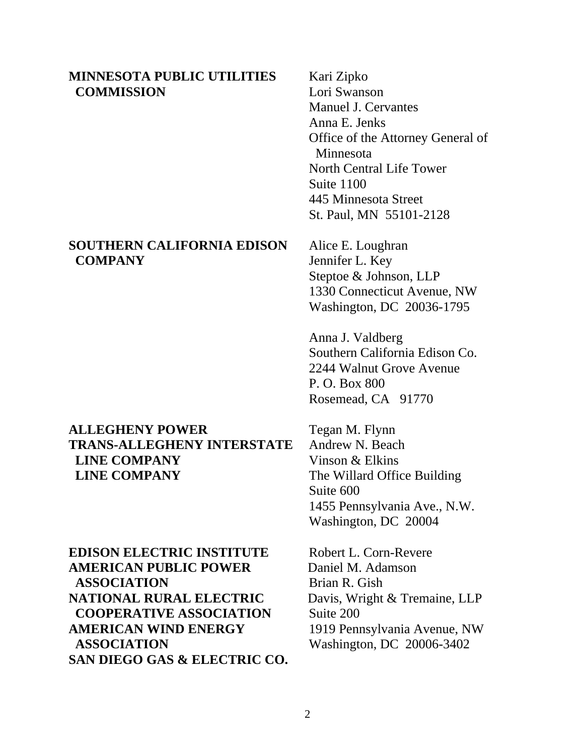**MINNESOTA PUBLIC UTILITIES COMMISSION**

Kari Zipko
Lori Swanson
Manuel J. Cervantes
Anna E. Jenks
Office of the Attorney General of Minnesota
North Central Life Tower
Suite 1100
445 Minnesota Street
St. Paul, MN 55101-2128

**SOUTHERN CALIFORNIA EDISON COMPANY**

Alice E. Loughran
Jennifer L. Key
Steptoe & Johnson, LLP
1330 Connecticut Avenue, NW
Washington, DC 20036-1795

Anna J. Valdberg
Southern California Edison Co.
2244 Walnut Grove Avenue
P. O. Box 800
Rosemead, CA 91770

**ALLEGHENY POWER**
**TRANS-ALLEGHENY INTERSTATE LINE COMPANY**
**LINE COMPANY**

Tegan M. Flynn
Andrew N. Beach
Vinson & Elkins
The Willard Office Building
Suite 600
1455 Pennsylvania Ave., N.W.
Washington, DC 20004

**EDISON ELECTRIC INSTITUTE**
**AMERICAN PUBLIC POWER ASSOCIATION**
**NATIONAL RURAL ELECTRIC COOPERATIVE ASSOCIATION**
**AMERICAN WIND ENERGY ASSOCIATION**
**SAN DIEGO GAS & ELECTRIC CO.**

Robert L. Corn-Revere
Daniel M. Adamson
Brian R. Gish
Davis, Wright & Tremaine, LLP
Suite 200
1919 Pennsylvania Avenue, NW
Washington, DC 20006-3402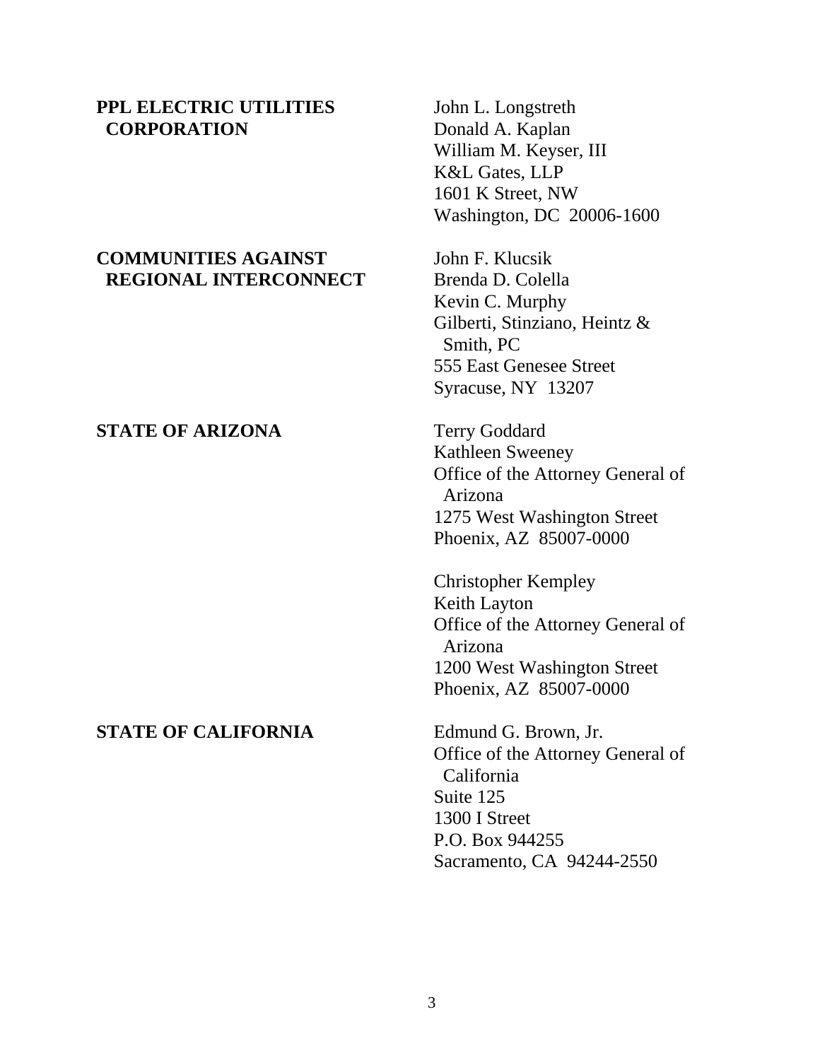| | |
|---|---|
| **PPL ELECTRIC UTILITIES CORPORATION** | John L. Longstreth<br>Donald A. Kaplan<br>William M. Keyser, III<br>K&L Gates, LLP<br>1601 K Street, NW<br>Washington, DC 20006-1600 |
| **COMMUNITIES AGAINST REGIONAL INTERCONNECT** | John F. Klucsik<br>Brenda D. Colella<br>Kevin C. Murphy<br>Gilberti, Stinziano, Heintz & Smith, PC<br>555 East Genesee Street<br>Syracuse, NY 13207 |
| **STATE OF ARIZONA** | Terry Goddard<br>Kathleen Sweeney<br>Office of the Attorney General of Arizona<br>1275 West Washington Street<br>Phoenix, AZ 85007-0000 |
| | Christopher Kempley<br>Keith Layton<br>Office of the Attorney General of Arizona<br>1200 West Washington Street<br>Phoenix, AZ 85007-0000 |
| **STATE OF CALIFORNIA** | Edmund G. Brown, Jr.<br>Office of the Attorney General of California<br>Suite 125<br>1300 I Street<br>P.O. Box 944255<br>Sacramento, CA 94244-2550 |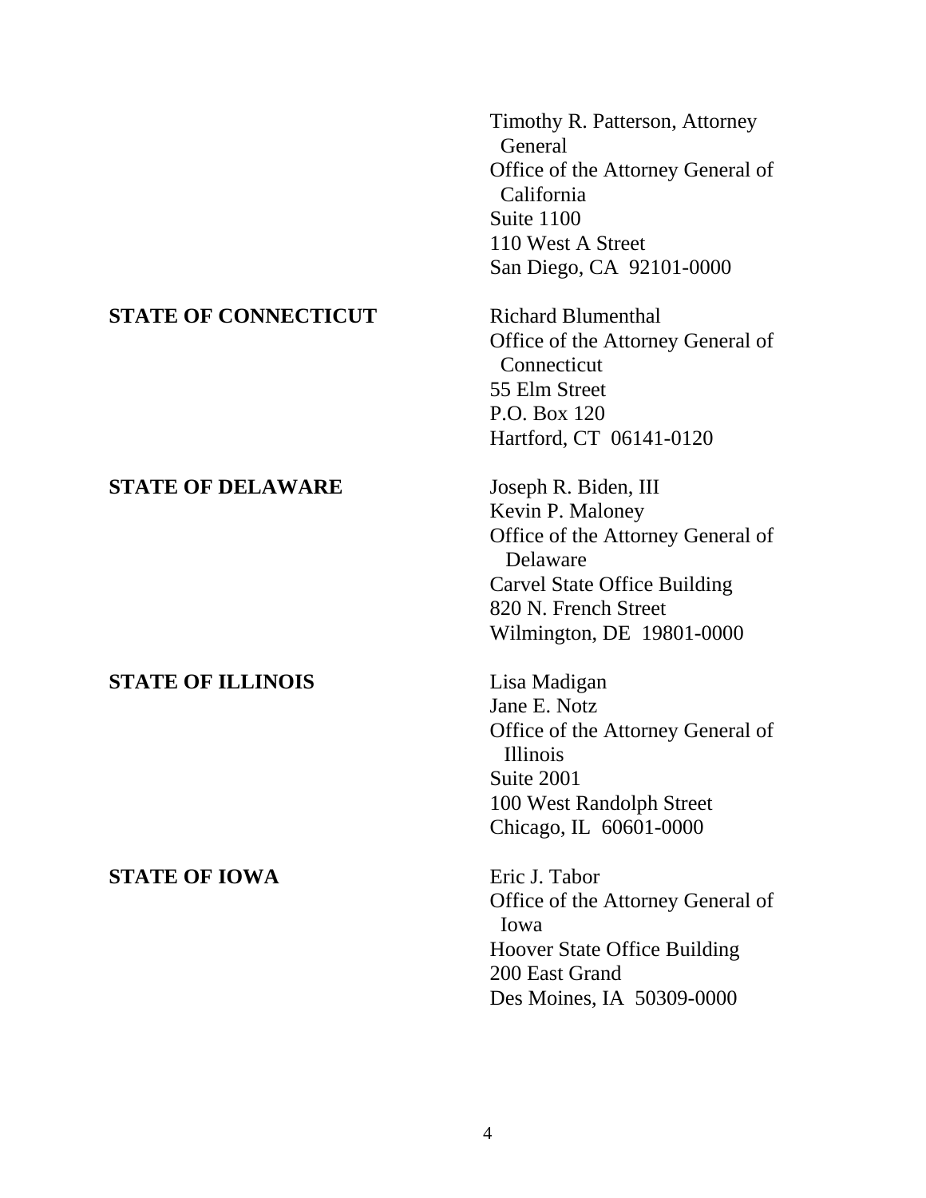Timothy R. Patterson, Attorney General
Office of the Attorney General of California
Suite 1100
110 West A Street
San Diego, CA 92101-0000

**STATE OF CONNECTICUT**

Richard Blumenthal
Office of the Attorney General of Connecticut
55 Elm Street
P.O. Box 120
Hartford, CT 06141-0120

**STATE OF DELAWARE**

Joseph R. Biden, III
Kevin P. Maloney
Office of the Attorney General of Delaware
Carvel State Office Building
820 N. French Street
Wilmington, DE 19801-0000

**STATE OF ILLINOIS**

Lisa Madigan
Jane E. Notz
Office of the Attorney General of Illinois
Suite 2001
100 West Randolph Street
Chicago, IL 60601-0000

**STATE OF IOWA**

Eric J. Tabor
Office of the Attorney General of Iowa
Hoover State Office Building
200 East Grand
Des Moines, IA 50309-0000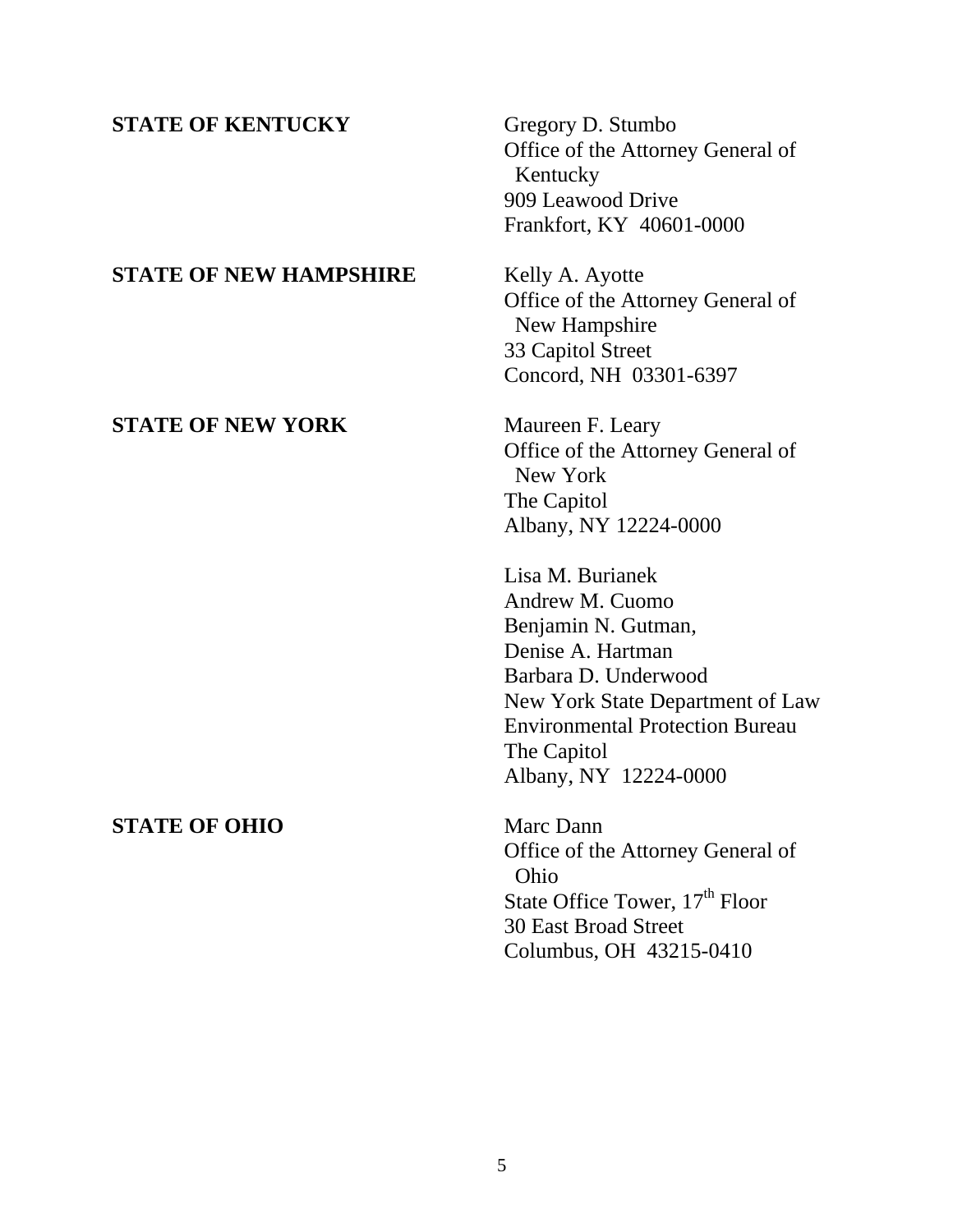**STATE OF KENTUCKY**

Gregory D. Stumbo
Office of the Attorney General of Kentucky
909 Leawood Drive
Frankfort, KY 40601-0000

**STATE OF NEW HAMPSHIRE**

Kelly A. Ayotte
Office of the Attorney General of New Hampshire
33 Capitol Street
Concord, NH 03301-6397

**STATE OF NEW YORK**

Maureen F. Leary
Office of the Attorney General of New York
The Capitol
Albany, NY 12224-0000

Lisa M. Burianek
Andrew M. Cuomo
Benjamin N. Gutman,
Denise A. Hartman
Barbara D. Underwood
New York State Department of Law
Environmental Protection Bureau
The Capitol
Albany, NY 12224-0000

**STATE OF OHIO**

Marc Dann
Office of the Attorney General of Ohio
State Office Tower, 17th Floor
30 East Broad Street
Columbus, OH 43215-0410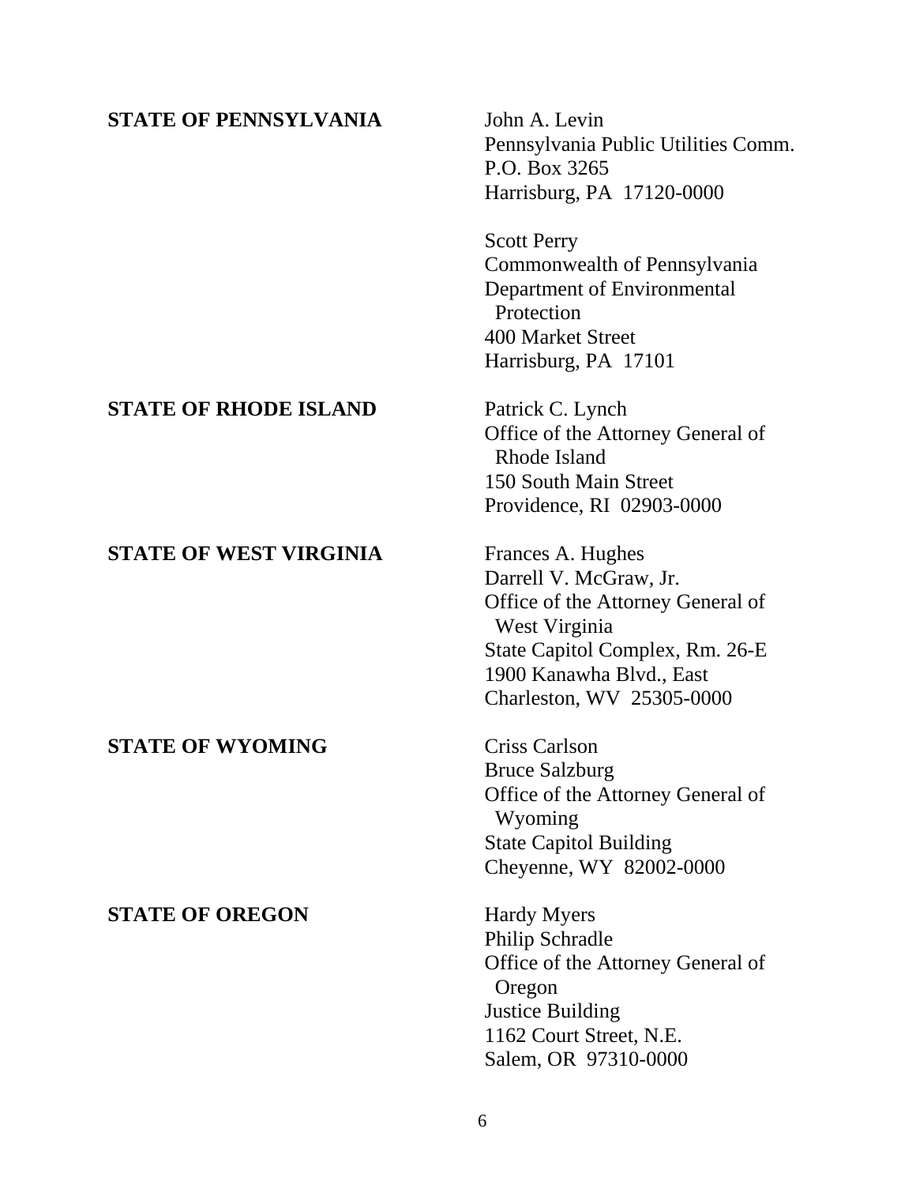**STATE OF PENNSYLVANIA**

John A. Levin
Pennsylvania Public Utilities Comm.
P.O. Box 3265
Harrisburg, PA 17120-0000

Scott Perry
Commonwealth of Pennsylvania
Department of Environmental Protection
400 Market Street
Harrisburg, PA 17101

**STATE OF RHODE ISLAND**

Patrick C. Lynch
Office of the Attorney General of Rhode Island
150 South Main Street
Providence, RI 02903-0000

**STATE OF WEST VIRGINIA**

Frances A. Hughes
Darrell V. McGraw, Jr.
Office of the Attorney General of West Virginia
State Capitol Complex, Rm. 26-E
1900 Kanawha Blvd., East
Charleston, WV 25305-0000

**STATE OF WYOMING**

Criss Carlson
Bruce Salzburg
Office of the Attorney General of Wyoming
State Capitol Building
Cheyenne, WY 82002-0000

**STATE OF OREGON**

Hardy Myers
Philip Schradle
Office of the Attorney General of Oregon
Justice Building
1162 Court Street, N.E.
Salem, OR 97310-0000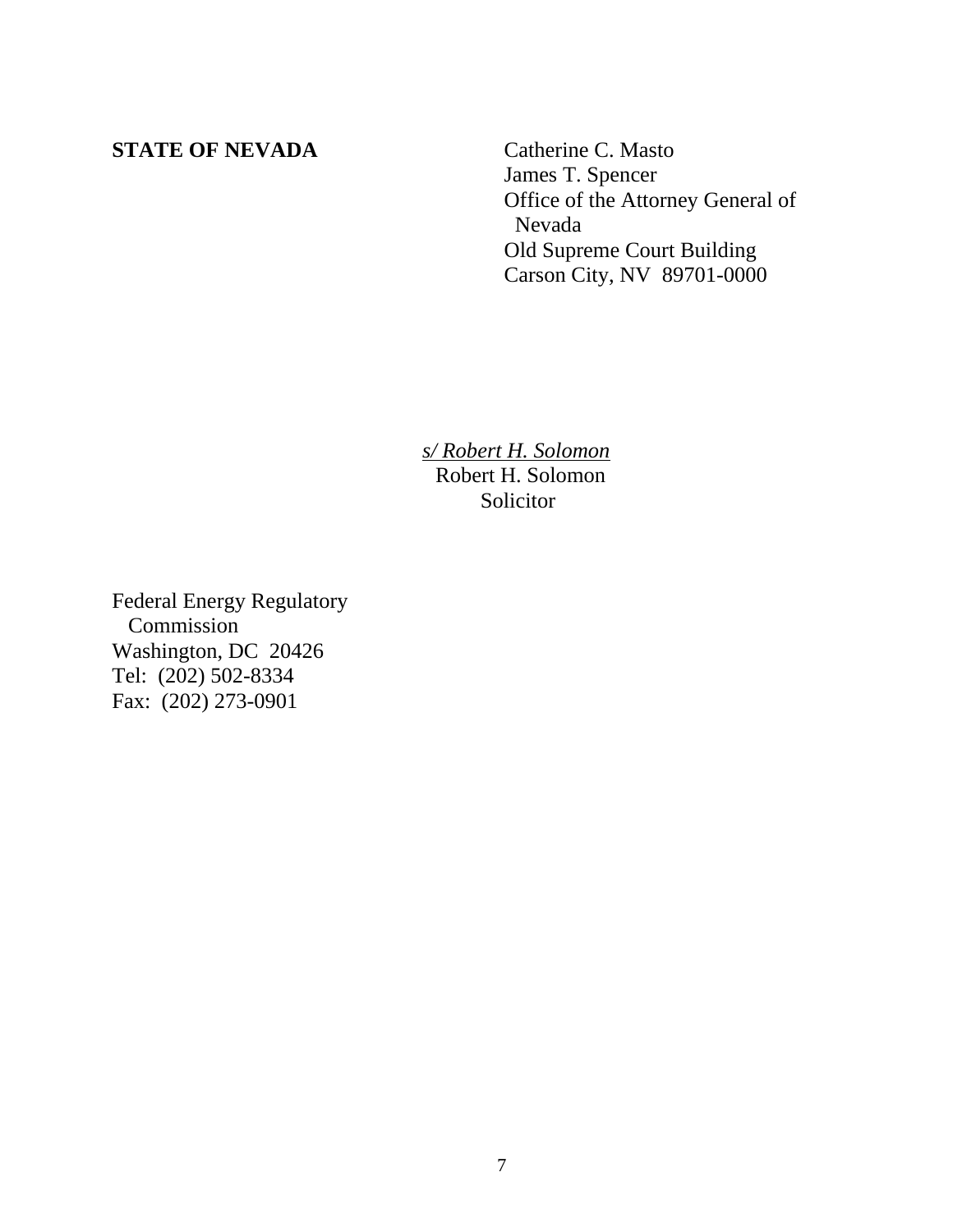**STATE OF NEVADA**

Catherine C. Masto
James T. Spencer
Office of the Attorney General of Nevada
Old Supreme Court Building
Carson City, NV 89701-0000

*s/ Robert H. Solomon*
Robert H. Solomon
Solicitor

Federal Energy Regulatory Commission
Washington, DC 20426
Tel: (202) 502-8334
Fax: (202) 273-0901